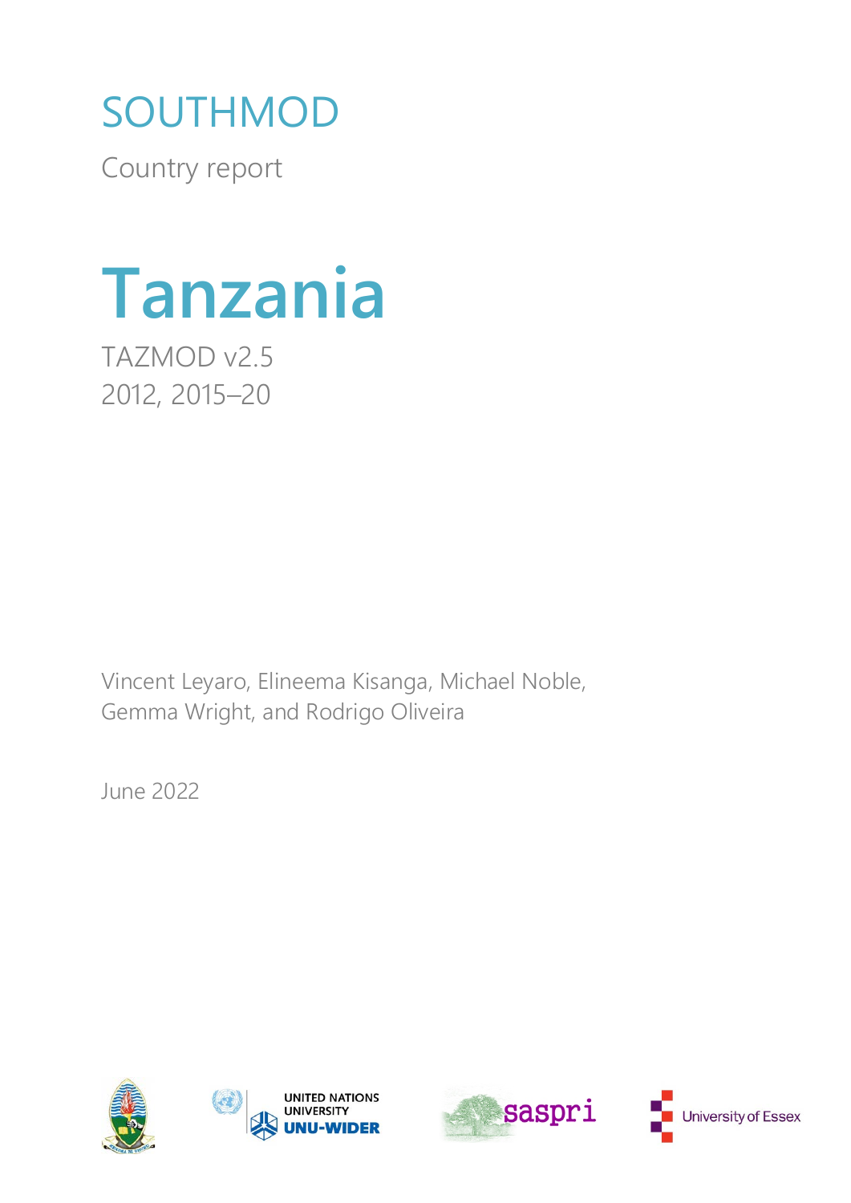SOUTHMOD

Country report

# Tanzania

TAZMOD v2.5

2012, 2015–20

Vincent Leyaro, Elineema Kisanga, Michael Noble, Gemma Wright, and Rodrigo Oliveira

June 2022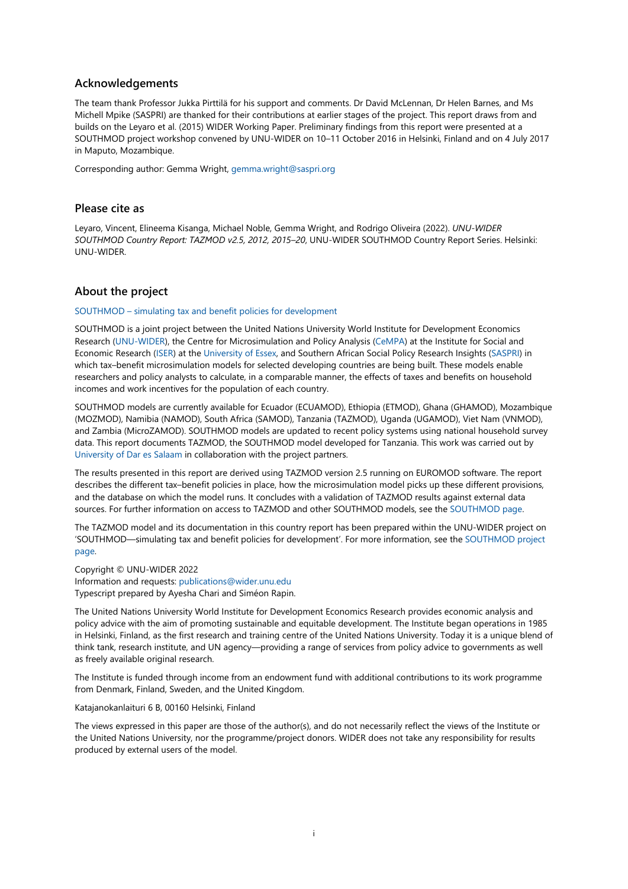## Acknowledgements

The team thank Professor Jukka Pirttilä for his support and comments. Dr David McLennan, Dr Helen Barnes, and Ms Michell Mpike (SASPRI) are thanked for their contributions at earlier stages of the project. This report draws from and builds on the Leyaro et al. (2015) WIDER Working Paper. Preliminary findings from this report were presented at a SOUTHMOD project workshop convened by UNU-WIDER on 10–11 October 2016 in Helsinki, Finland and on 4 July 2017 in Maputo, Mozambique.

Corresponding author: Gemma Wright, gemma.wright@saspri.org

## Please cite as

Leyaro, Vincent, Elineema Kisanga, Michael Noble, Gemma Wright, and Rodrigo Oliveira (2022). *UNU-WIDER SOUTHMOD Country Report: TAZMOD v2.5, 2012, 2015–20*, UNU-WIDER SOUTHMOD Country Report Series. Helsinki: UNU-WIDER.

## About the project

SOUTHMOD – simulating tax and benefit policies for development

SOUTHMOD is a joint project between the United Nations University World Institute for Development Economics Research (UNU-WIDER), the Centre for Microsimulation and Policy Analysis (CeMPA) at the Institute for Social and Economic Research (ISER) at the University of Essex, and Southern African Social Policy Research Insights (SASPRI) in which tax–benefit microsimulation models for selected developing countries are being built. These models enable researchers and policy analysts to calculate, in a comparable manner, the effects of taxes and benefits on household incomes and work incentives for the population of each country.

SOUTHMOD models are currently available for Ecuador (ECUAMOD), Ethiopia (ETMOD), Ghana (GHAMOD), Mozambique (MOZMOD), Namibia (NAMOD), South Africa (SAMOD), Tanzania (TAZMOD), Uganda (UGAMOD), Viet Nam (VNMOD), and Zambia (MicroZAMOD). SOUTHMOD models are updated to recent policy systems using national household survey data. This report documents TAZMOD, the SOUTHMOD model developed for Tanzania. This work was carried out by University of Dar es Salaam in collaboration with the project partners.

The results presented in this report are derived using TAZMOD version 2.5 running on EUROMOD software. The report describes the different tax–benefit policies in place, how the microsimulation model picks up these different provisions, and the database on which the model runs. It concludes with a validation of TAZMOD results against external data sources. For further information on access to TAZMOD and other SOUTHMOD models, see the SOUTHMOD page.

The TAZMOD model and its documentation in this country report has been prepared within the UNU-WIDER project on 'SOUTHMOD—simulating tax and benefit policies for development'. For more information, see the SOUTHMOD project page.

Copyright © UNU-WIDER 2022
Information and requests: publications@wider.unu.edu
Typescript prepared by Ayesha Chari and Siméon Rapin.

The United Nations University World Institute for Development Economics Research provides economic analysis and policy advice with the aim of promoting sustainable and equitable development. The Institute began operations in 1985 in Helsinki, Finland, as the first research and training centre of the United Nations University. Today it is a unique blend of think tank, research institute, and UN agency—providing a range of services from policy advice to governments as well as freely available original research.

The Institute is funded through income from an endowment fund with additional contributions to its work programme from Denmark, Finland, Sweden, and the United Kingdom.

Katajanokanlaituri 6 B, 00160 Helsinki, Finland

The views expressed in this paper are those of the author(s), and do not necessarily reflect the views of the Institute or the United Nations University, nor the programme/project donors. WIDER does not take any responsibility for results produced by external users of the model.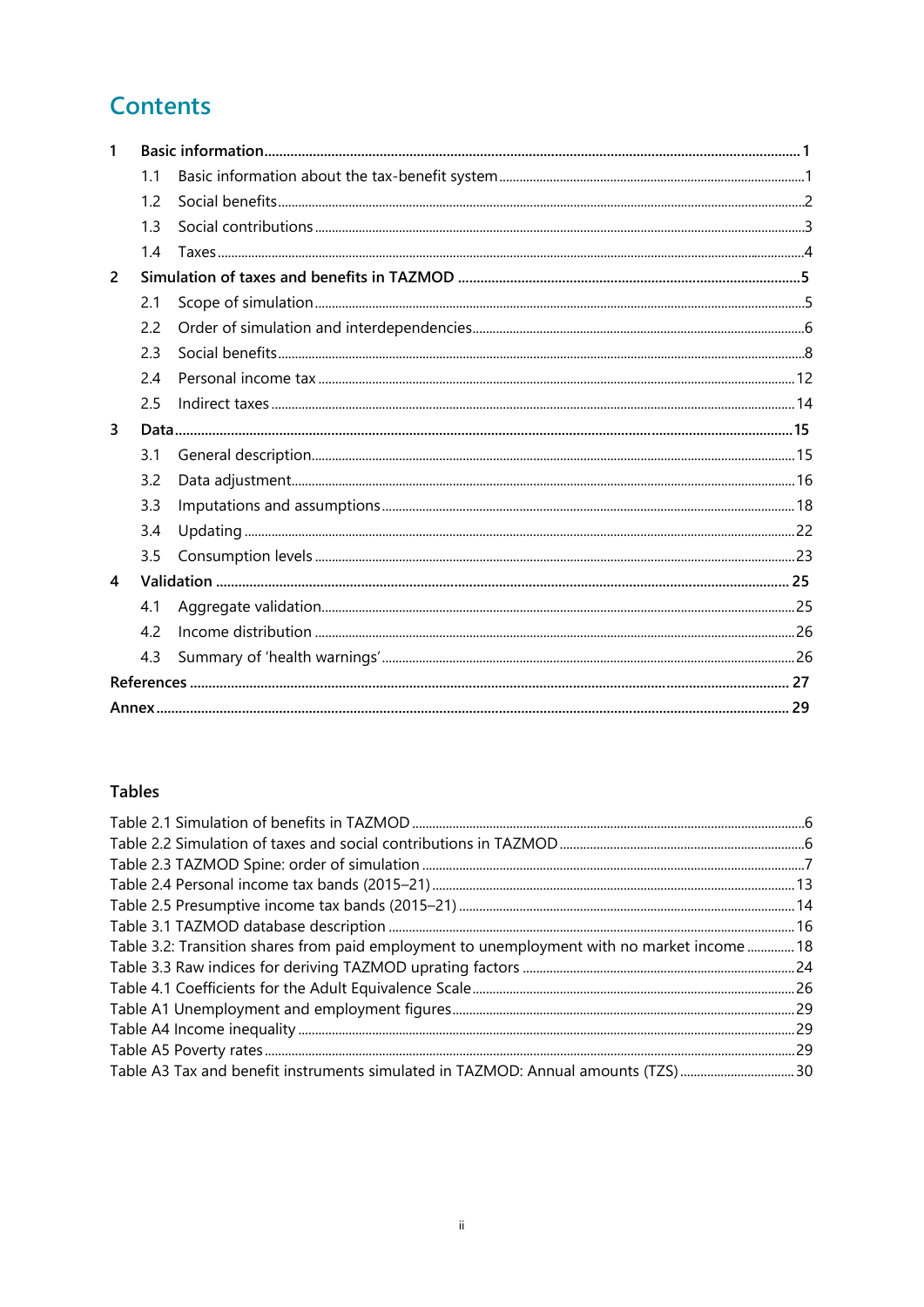# Contents

- **1 Basic information** ... **1**
  - 1.1 Basic information about the tax-benefit system ... 1
  - 1.2 Social benefits ... 2
  - 1.3 Social contributions ... 3
  - 1.4 Taxes ... 4
- **2 Simulation of taxes and benefits in TAZMOD** ... **5**
  - 2.1 Scope of simulation ... 5
  - 2.2 Order of simulation and interdependencies ... 6
  - 2.3 Social benefits ... 8
  - 2.4 Personal income tax ... 12
  - 2.5 Indirect taxes ... 14
- **3 Data** ... **15**
  - 3.1 General description ... 15
  - 3.2 Data adjustment ... 16
  - 3.3 Imputations and assumptions ... 18
  - 3.4 Updating ... 22
  - 3.5 Consumption levels ... 23
- **4 Validation** ... **25**
  - 4.1 Aggregate validation ... 25
  - 4.2 Income distribution ... 26
  - 4.3 Summary of 'health warnings' ... 26
- **References** ... **27**
- **Annex** ... **29**

## Tables

- Table 2.1 Simulation of benefits in TAZMOD ... 6
- Table 2.2 Simulation of taxes and social contributions in TAZMOD ... 6
- Table 2.3 TAZMOD Spine: order of simulation ... 7
- Table 2.4 Personal income tax bands (2015–21) ... 13
- Table 2.5 Presumptive income tax bands (2015–21) ... 14
- Table 3.1 TAZMOD database description ... 16
- Table 3.2: Transition shares from paid employment to unemployment with no market income ... 18
- Table 3.3 Raw indices for deriving TAZMOD uprating factors ... 24
- Table 4.1 Coefficients for the Adult Equivalence Scale ... 26
- Table A1 Unemployment and employment figures ... 29
- Table A4 Income inequality ... 29
- Table A5 Poverty rates ... 29
- Table A3 Tax and benefit instruments simulated in TAZMOD: Annual amounts (TZS) ... 30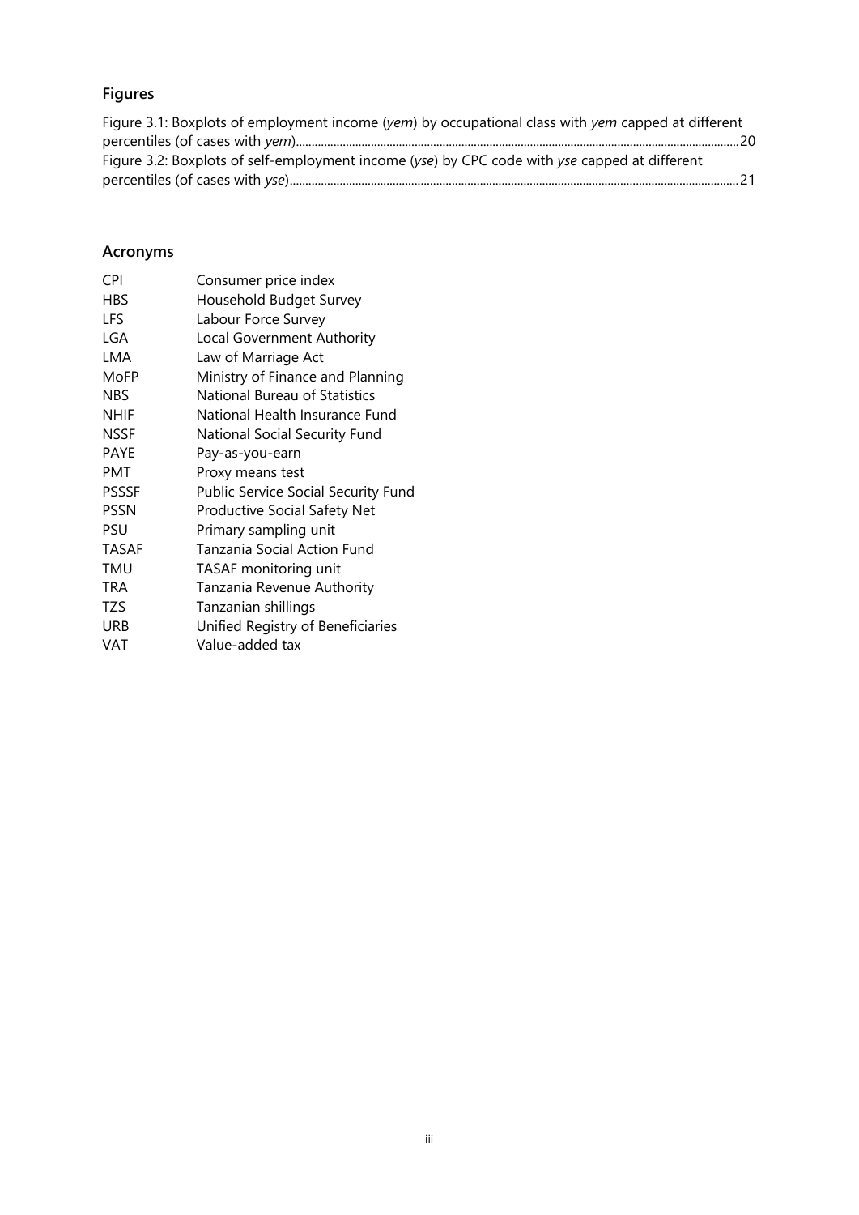## Figures

Figure 3.1: Boxplots of employment income (*yem*) by occupational class with *yem* capped at different percentiles (of cases with *yem*)....20

Figure 3.2: Boxplots of self-employment income (*yse*) by CPC code with *yse* capped at different percentiles (of cases with *yse*)....21

## Acronyms

| | |
|---|---|
| CPI | Consumer price index |
| HBS | Household Budget Survey |
| LFS | Labour Force Survey |
| LGA | Local Government Authority |
| LMA | Law of Marriage Act |
| MoFP | Ministry of Finance and Planning |
| NBS | National Bureau of Statistics |
| NHIF | National Health Insurance Fund |
| NSSF | National Social Security Fund |
| PAYE | Pay-as-you-earn |
| PMT | Proxy means test |
| PSSSF | Public Service Social Security Fund |
| PSSN | Productive Social Safety Net |
| PSU | Primary sampling unit |
| TASAF | Tanzania Social Action Fund |
| TMU | TASAF monitoring unit |
| TRA | Tanzania Revenue Authority |
| TZS | Tanzanian shillings |
| URB | Unified Registry of Beneficiaries |
| VAT | Value-added tax |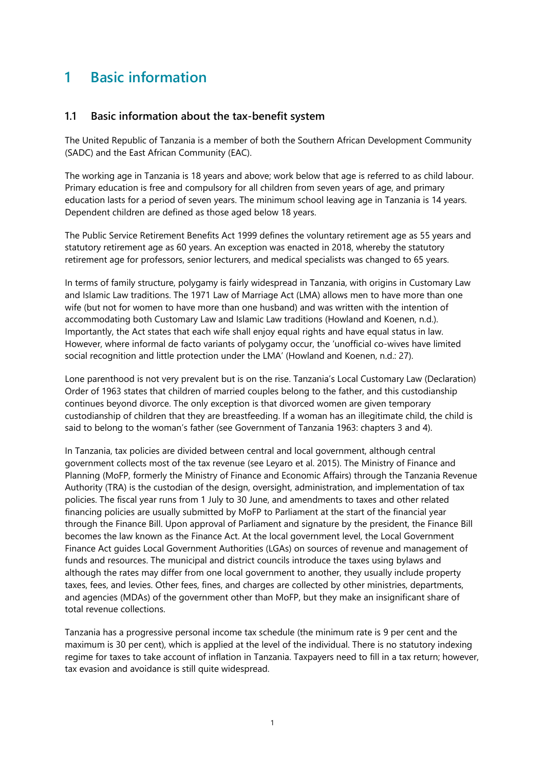# 1 Basic information

## 1.1 Basic information about the tax-benefit system

The United Republic of Tanzania is a member of both the Southern African Development Community (SADC) and the East African Community (EAC).

The working age in Tanzania is 18 years and above; work below that age is referred to as child labour. Primary education is free and compulsory for all children from seven years of age, and primary education lasts for a period of seven years. The minimum school leaving age in Tanzania is 14 years. Dependent children are defined as those aged below 18 years.

The Public Service Retirement Benefits Act 1999 defines the voluntary retirement age as 55 years and statutory retirement age as 60 years. An exception was enacted in 2018, whereby the statutory retirement age for professors, senior lecturers, and medical specialists was changed to 65 years.

In terms of family structure, polygamy is fairly widespread in Tanzania, with origins in Customary Law and Islamic Law traditions. The 1971 Law of Marriage Act (LMA) allows men to have more than one wife (but not for women to have more than one husband) and was written with the intention of accommodating both Customary Law and Islamic Law traditions (Howland and Koenen, n.d.). Importantly, the Act states that each wife shall enjoy equal rights and have equal status in law. However, where informal de facto variants of polygamy occur, the 'unofficial co-wives have limited social recognition and little protection under the LMA' (Howland and Koenen, n.d.: 27).

Lone parenthood is not very prevalent but is on the rise. Tanzania's Local Customary Law (Declaration) Order of 1963 states that children of married couples belong to the father, and this custodianship continues beyond divorce. The only exception is that divorced women are given temporary custodianship of children that they are breastfeeding. If a woman has an illegitimate child, the child is said to belong to the woman's father (see Government of Tanzania 1963: chapters 3 and 4).

In Tanzania, tax policies are divided between central and local government, although central government collects most of the tax revenue (see Leyaro et al. 2015). The Ministry of Finance and Planning (MoFP, formerly the Ministry of Finance and Economic Affairs) through the Tanzania Revenue Authority (TRA) is the custodian of the design, oversight, administration, and implementation of tax policies. The fiscal year runs from 1 July to 30 June, and amendments to taxes and other related financing policies are usually submitted by MoFP to Parliament at the start of the financial year through the Finance Bill. Upon approval of Parliament and signature by the president, the Finance Bill becomes the law known as the Finance Act. At the local government level, the Local Government Finance Act guides Local Government Authorities (LGAs) on sources of revenue and management of funds and resources. The municipal and district councils introduce the taxes using bylaws and although the rates may differ from one local government to another, they usually include property taxes, fees, and levies. Other fees, fines, and charges are collected by other ministries, departments, and agencies (MDAs) of the government other than MoFP, but they make an insignificant share of total revenue collections.

Tanzania has a progressive personal income tax schedule (the minimum rate is 9 per cent and the maximum is 30 per cent), which is applied at the level of the individual. There is no statutory indexing regime for taxes to take account of inflation in Tanzania. Taxpayers need to fill in a tax return; however, tax evasion and avoidance is still quite widespread.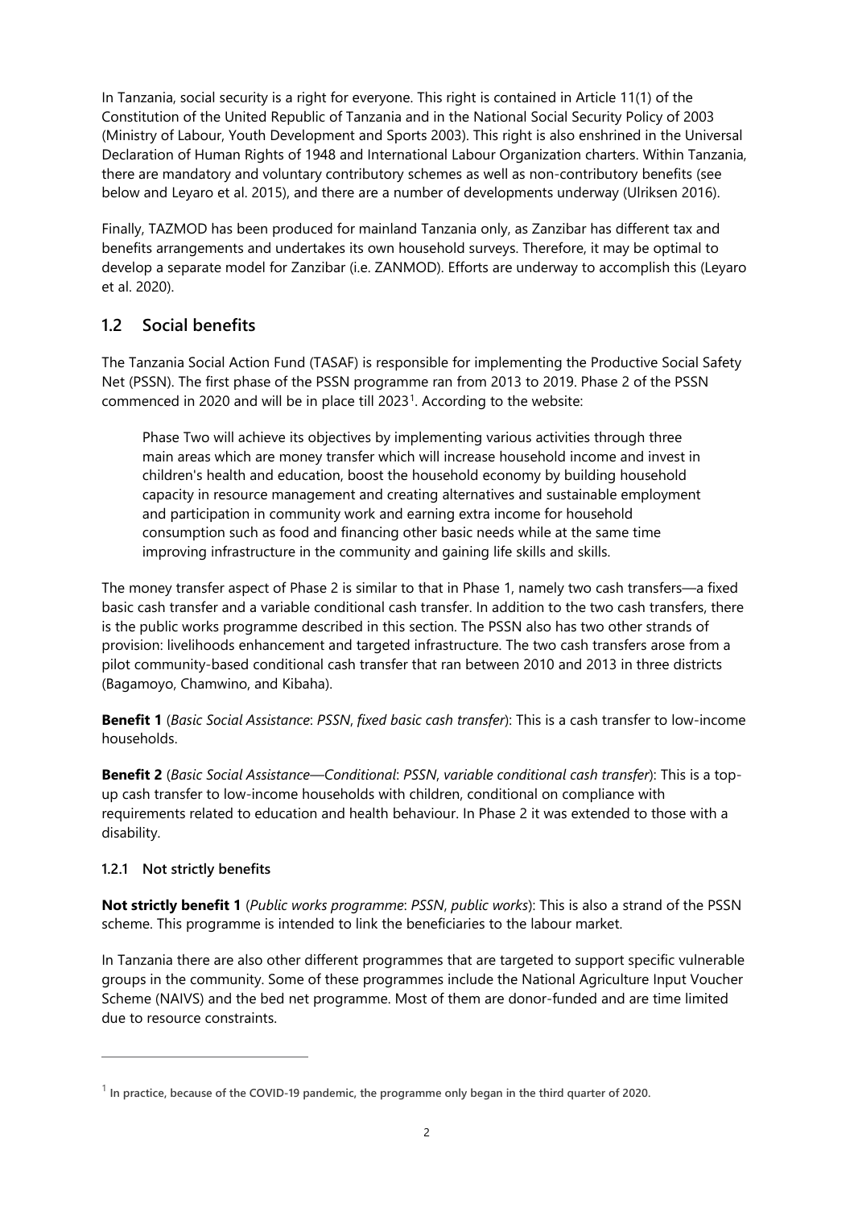In Tanzania, social security is a right for everyone. This right is contained in Article 11(1) of the Constitution of the United Republic of Tanzania and in the National Social Security Policy of 2003 (Ministry of Labour, Youth Development and Sports 2003). This right is also enshrined in the Universal Declaration of Human Rights of 1948 and International Labour Organization charters. Within Tanzania, there are mandatory and voluntary contributory schemes as well as non-contributory benefits (see below and Leyaro et al. 2015), and there are a number of developments underway (Ulriksen 2016).

Finally, TAZMOD has been produced for mainland Tanzania only, as Zanzibar has different tax and benefits arrangements and undertakes its own household surveys. Therefore, it may be optimal to develop a separate model for Zanzibar (i.e. ZANMOD). Efforts are underway to accomplish this (Leyaro et al. 2020).

## 1.2 Social benefits

The Tanzania Social Action Fund (TASAF) is responsible for implementing the Productive Social Safety Net (PSSN). The first phase of the PSSN programme ran from 2013 to 2019. Phase 2 of the PSSN commenced in 2020 and will be in place till 2023[1]. According to the website:

> Phase Two will achieve its objectives by implementing various activities through three main areas which are money transfer which will increase household income and invest in children's health and education, boost the household economy by building household capacity in resource management and creating alternatives and sustainable employment and participation in community work and earning extra income for household consumption such as food and financing other basic needs while at the same time improving infrastructure in the community and gaining life skills and skills.

The money transfer aspect of Phase 2 is similar to that in Phase 1, namely two cash transfers—a fixed basic cash transfer and a variable conditional cash transfer. In addition to the two cash transfers, there is the public works programme described in this section. The PSSN also has two other strands of provision: livelihoods enhancement and targeted infrastructure. The two cash transfers arose from a pilot community-based conditional cash transfer that ran between 2010 and 2013 in three districts (Bagamoyo, Chamwino, and Kibaha).

**Benefit 1** (*Basic Social Assistance*: *PSSN*, *fixed basic cash transfer*): This is a cash transfer to low-income households.

**Benefit 2** (*Basic Social Assistance—Conditional*: *PSSN*, *variable conditional cash transfer*): This is a top-up cash transfer to low-income households with children, conditional on compliance with requirements related to education and health behaviour. In Phase 2 it was extended to those with a disability.

### 1.2.1 Not strictly benefits

**Not strictly benefit 1** (*Public works programme*: *PSSN*, *public works*): This is also a strand of the PSSN scheme. This programme is intended to link the beneficiaries to the labour market.

In Tanzania there are also other different programmes that are targeted to support specific vulnerable groups in the community. Some of these programmes include the National Agriculture Input Voucher Scheme (NAIVS) and the bed net programme. Most of them are donor-funded and are time limited due to resource constraints.

---

[1] In practice, because of the COVID-19 pandemic, the programme only began in the third quarter of 2020.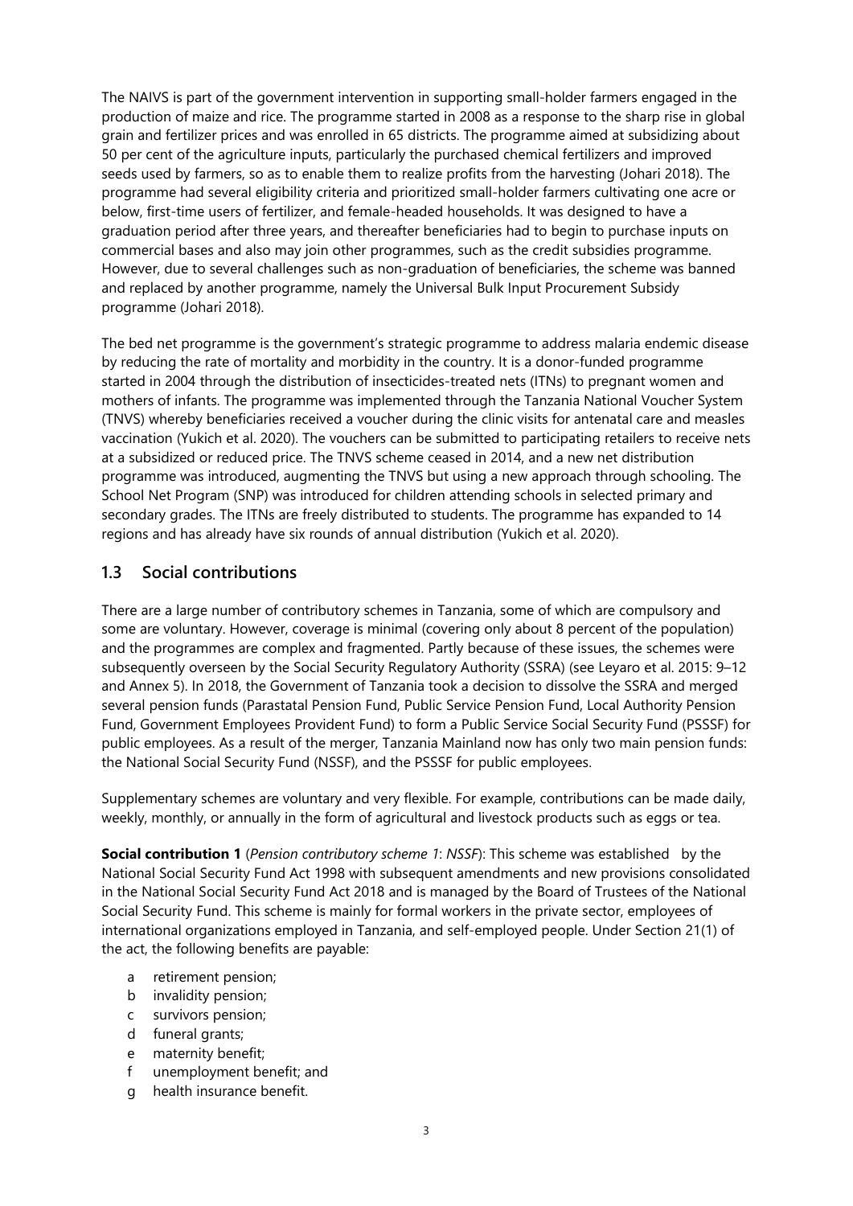The NAIVS is part of the government intervention in supporting small-holder farmers engaged in the production of maize and rice. The programme started in 2008 as a response to the sharp rise in global grain and fertilizer prices and was enrolled in 65 districts. The programme aimed at subsidizing about 50 per cent of the agriculture inputs, particularly the purchased chemical fertilizers and improved seeds used by farmers, so as to enable them to realize profits from the harvesting (Johari 2018). The programme had several eligibility criteria and prioritized small-holder farmers cultivating one acre or below, first-time users of fertilizer, and female-headed households. It was designed to have a graduation period after three years, and thereafter beneficiaries had to begin to purchase inputs on commercial bases and also may join other programmes, such as the credit subsidies programme. However, due to several challenges such as non-graduation of beneficiaries, the scheme was banned and replaced by another programme, namely the Universal Bulk Input Procurement Subsidy programme (Johari 2018).

The bed net programme is the government's strategic programme to address malaria endemic disease by reducing the rate of mortality and morbidity in the country. It is a donor-funded programme started in 2004 through the distribution of insecticides-treated nets (ITNs) to pregnant women and mothers of infants. The programme was implemented through the Tanzania National Voucher System (TNVS) whereby beneficiaries received a voucher during the clinic visits for antenatal care and measles vaccination (Yukich et al. 2020). The vouchers can be submitted to participating retailers to receive nets at a subsidized or reduced price. The TNVS scheme ceased in 2014, and a new net distribution programme was introduced, augmenting the TNVS but using a new approach through schooling. The School Net Program (SNP) was introduced for children attending schools in selected primary and secondary grades. The ITNs are freely distributed to students. The programme has expanded to 14 regions and has already have six rounds of annual distribution (Yukich et al. 2020).

## 1.3 Social contributions

There are a large number of contributory schemes in Tanzania, some of which are compulsory and some are voluntary. However, coverage is minimal (covering only about 8 percent of the population) and the programmes are complex and fragmented. Partly because of these issues, the schemes were subsequently overseen by the Social Security Regulatory Authority (SSRA) (see Leyaro et al. 2015: 9–12 and Annex 5). In 2018, the Government of Tanzania took a decision to dissolve the SSRA and merged several pension funds (Parastatal Pension Fund, Public Service Pension Fund, Local Authority Pension Fund, Government Employees Provident Fund) to form a Public Service Social Security Fund (PSSSF) for public employees. As a result of the merger, Tanzania Mainland now has only two main pension funds: the National Social Security Fund (NSSF), and the PSSSF for public employees.

Supplementary schemes are voluntary and very flexible. For example, contributions can be made daily, weekly, monthly, or annually in the form of agricultural and livestock products such as eggs or tea.

**Social contribution 1** (*Pension contributory scheme 1*: *NSSF*): This scheme was established by the National Social Security Fund Act 1998 with subsequent amendments and new provisions consolidated in the National Social Security Fund Act 2018 and is managed by the Board of Trustees of the National Social Security Fund. This scheme is mainly for formal workers in the private sector, employees of international organizations employed in Tanzania, and self-employed people. Under Section 21(1) of the act, the following benefits are payable:

a. retirement pension;
b. invalidity pension;
c. survivors pension;
d. funeral grants;
e. maternity benefit;
f. unemployment benefit; and
g. health insurance benefit.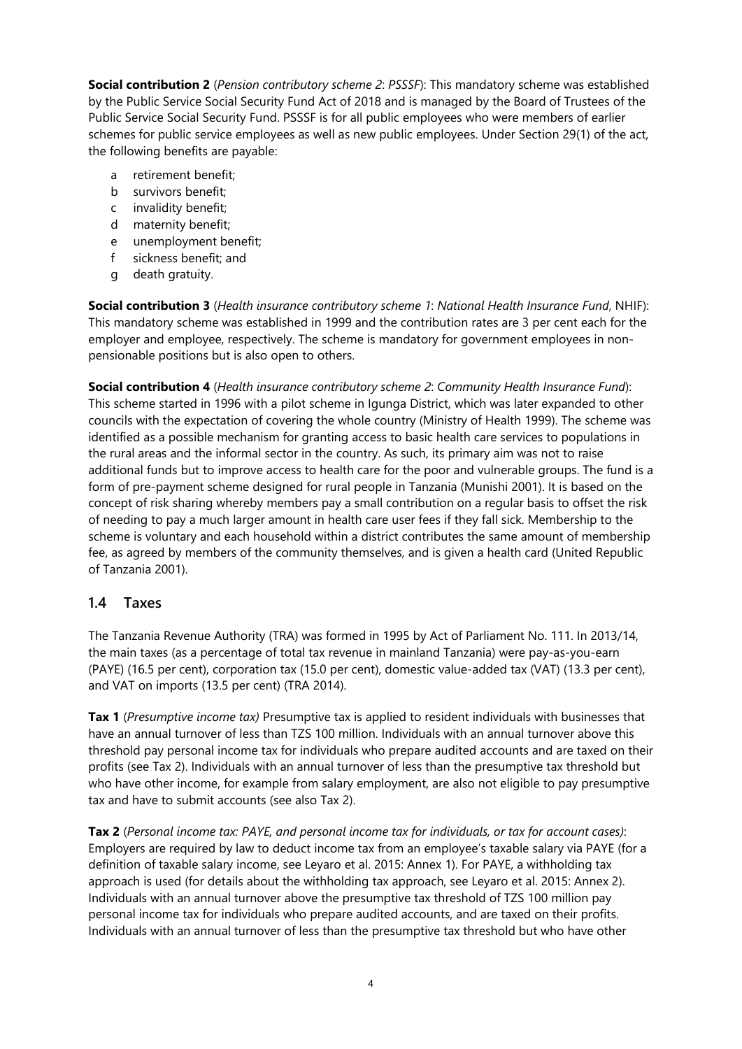**Social contribution 2** (*Pension contributory scheme 2*: *PSSSF*): This mandatory scheme was established by the Public Service Social Security Fund Act of 2018 and is managed by the Board of Trustees of the Public Service Social Security Fund. PSSSF is for all public employees who were members of earlier schemes for public service employees as well as new public employees. Under Section 29(1) of the act, the following benefits are payable:

- a retirement benefit;
- b survivors benefit;
- c invalidity benefit;
- d maternity benefit;
- e unemployment benefit;
- f sickness benefit; and
- g death gratuity.

**Social contribution 3** (*Health insurance contributory scheme 1*: *National Health Insurance Fund*, NHIF): This mandatory scheme was established in 1999 and the contribution rates are 3 per cent each for the employer and employee, respectively. The scheme is mandatory for government employees in non-pensionable positions but is also open to others.

**Social contribution 4** (*Health insurance contributory scheme 2*: *Community Health Insurance Fund*): This scheme started in 1996 with a pilot scheme in Igunga District, which was later expanded to other councils with the expectation of covering the whole country (Ministry of Health 1999). The scheme was identified as a possible mechanism for granting access to basic health care services to populations in the rural areas and the informal sector in the country. As such, its primary aim was not to raise additional funds but to improve access to health care for the poor and vulnerable groups. The fund is a form of pre-payment scheme designed for rural people in Tanzania (Munishi 2001). It is based on the concept of risk sharing whereby members pay a small contribution on a regular basis to offset the risk of needing to pay a much larger amount in health care user fees if they fall sick. Membership to the scheme is voluntary and each household within a district contributes the same amount of membership fee, as agreed by members of the community themselves, and is given a health card (United Republic of Tanzania 2001).

## 1.4 Taxes

The Tanzania Revenue Authority (TRA) was formed in 1995 by Act of Parliament No. 111. In 2013/14, the main taxes (as a percentage of total tax revenue in mainland Tanzania) were pay-as-you-earn (PAYE) (16.5 per cent), corporation tax (15.0 per cent), domestic value-added tax (VAT) (13.3 per cent), and VAT on imports (13.5 per cent) (TRA 2014).

**Tax 1** (*Presumptive income tax)* Presumptive tax is applied to resident individuals with businesses that have an annual turnover of less than TZS 100 million. Individuals with an annual turnover above this threshold pay personal income tax for individuals who prepare audited accounts and are taxed on their profits (see Tax 2). Individuals with an annual turnover of less than the presumptive tax threshold but who have other income, for example from salary employment, are also not eligible to pay presumptive tax and have to submit accounts (see also Tax 2).

**Tax 2** (*Personal income tax: PAYE, and personal income tax for individuals, or tax for account cases)*: Employers are required by law to deduct income tax from an employee's taxable salary via PAYE (for a definition of taxable salary income, see Leyaro et al. 2015: Annex 1). For PAYE, a withholding tax approach is used (for details about the withholding tax approach, see Leyaro et al. 2015: Annex 2). Individuals with an annual turnover above the presumptive tax threshold of TZS 100 million pay personal income tax for individuals who prepare audited accounts, and are taxed on their profits. Individuals with an annual turnover of less than the presumptive tax threshold but who have other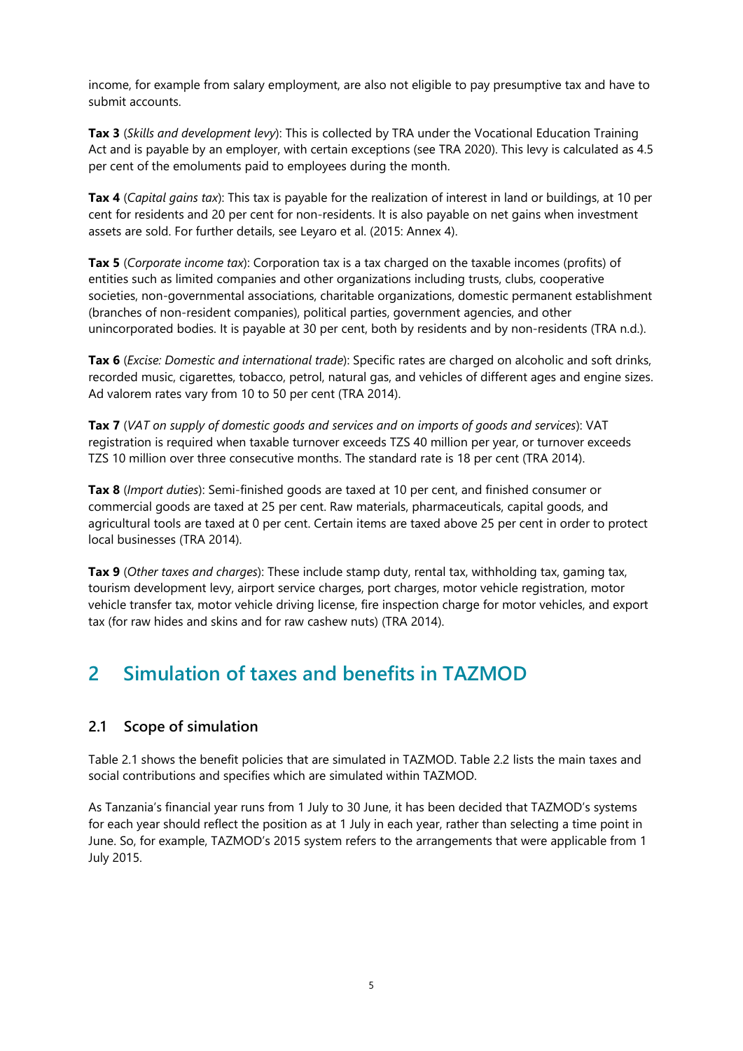income, for example from salary employment, are also not eligible to pay presumptive tax and have to submit accounts.

**Tax 3** (*Skills and development levy*): This is collected by TRA under the Vocational Education Training Act and is payable by an employer, with certain exceptions (see TRA 2020). This levy is calculated as 4.5 per cent of the emoluments paid to employees during the month.

**Tax 4** (*Capital gains tax*): This tax is payable for the realization of interest in land or buildings, at 10 per cent for residents and 20 per cent for non-residents. It is also payable on net gains when investment assets are sold. For further details, see Leyaro et al. (2015: Annex 4).

**Tax 5** (*Corporate income tax*): Corporation tax is a tax charged on the taxable incomes (profits) of entities such as limited companies and other organizations including trusts, clubs, cooperative societies, non-governmental associations, charitable organizations, domestic permanent establishment (branches of non-resident companies), political parties, government agencies, and other unincorporated bodies. It is payable at 30 per cent, both by residents and by non-residents (TRA n.d.).

**Tax 6** (*Excise: Domestic and international trade*): Specific rates are charged on alcoholic and soft drinks, recorded music, cigarettes, tobacco, petrol, natural gas, and vehicles of different ages and engine sizes. Ad valorem rates vary from 10 to 50 per cent (TRA 2014).

**Tax 7** (*VAT on supply of domestic goods and services and on imports of goods and services*): VAT registration is required when taxable turnover exceeds TZS 40 million per year, or turnover exceeds TZS 10 million over three consecutive months. The standard rate is 18 per cent (TRA 2014).

**Tax 8** (*Import duties*): Semi-finished goods are taxed at 10 per cent, and finished consumer or commercial goods are taxed at 25 per cent. Raw materials, pharmaceuticals, capital goods, and agricultural tools are taxed at 0 per cent. Certain items are taxed above 25 per cent in order to protect local businesses (TRA 2014).

**Tax 9** (*Other taxes and charges*): These include stamp duty, rental tax, withholding tax, gaming tax, tourism development levy, airport service charges, port charges, motor vehicle registration, motor vehicle transfer tax, motor vehicle driving license, fire inspection charge for motor vehicles, and export tax (for raw hides and skins and for raw cashew nuts) (TRA 2014).

# 2 Simulation of taxes and benefits in TAZMOD

## 2.1 Scope of simulation

Table 2.1 shows the benefit policies that are simulated in TAZMOD. Table 2.2 lists the main taxes and social contributions and specifies which are simulated within TAZMOD.

As Tanzania's financial year runs from 1 July to 30 June, it has been decided that TAZMOD's systems for each year should reflect the position as at 1 July in each year, rather than selecting a time point in June. So, for example, TAZMOD's 2015 system refers to the arrangements that were applicable from 1 July 2015.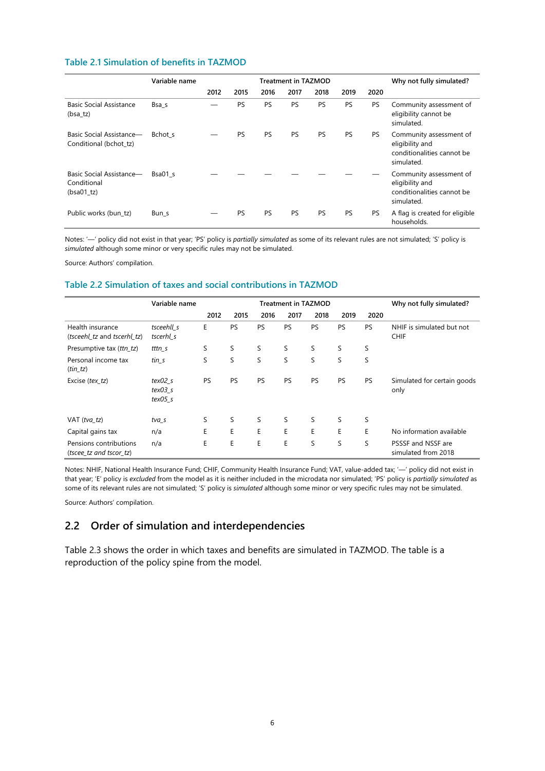### Table 2.1 Simulation of benefits in TAZMOD

| | Variable name | Treatment in TAZMOD | | | | | | | Why not fully simulated? |
|---|---|---|---|---|---|---|---|---|---|
| | | 2012 | 2015 | 2016 | 2017 | 2018 | 2019 | 2020 | |
| Basic Social Assistance (bsa_tz) | Bsa_s | — | PS | PS | PS | PS | PS | PS | Community assessment of eligibility cannot be simulated. |
| Basic Social Assistance—Conditional (bchot_tz) | Bchot_s | — | PS | PS | PS | PS | PS | PS | Community assessment of eligibility and conditionalities cannot be simulated. |
| Basic Social Assistance—Conditional (bsa01_tz) | Bsa01_s | — | — | — | — | — | — | — | Community assessment of eligibility and conditionalities cannot be simulated. |
| Public works (bun_tz) | Bun_s | — | PS | PS | PS | PS | PS | PS | A flag is created for eligible households. |

Notes: '—' policy did not exist in that year; 'PS' policy is *partially simulated* as some of its relevant rules are not simulated; 'S' policy is *simulated* although some minor or very specific rules may not be simulated.

Source: Authors' compilation.

### Table 2.2 Simulation of taxes and social contributions in TAZMOD

| | Variable name | Treatment in TAZMOD | | | | | | | Why not fully simulated? |
|---|---|---|---|---|---|---|---|---|---|
| | | 2012 | 2015 | 2016 | 2017 | 2018 | 2019 | 2020 | |
| Health insurance (*tsceehl_tz* and *tscerhl_tz*) | *tsceehl_s* *tscerhl_s* | E | PS | PS | PS | PS | PS | PS | NHIF is simulated but not CHIF |
| Presumptive tax (*ttn_tz*) | *tttn_s* | S | S | S | S | S | S | S | |
| Personal income tax (*tin_tz*) | *tin_s* | S | S | S | S | S | S | S | |
| Excise (*tex_tz*) | *tex02_s* *tex03_s* *tex05_s* | PS | PS | PS | PS | PS | PS | PS | Simulated for certain goods only |
| VAT (*tva_tz*) | *tva_s* | S | S | S | S | S | S | S | |
| Capital gains tax | n/a | E | E | E | E | E | E | E | No information available |
| Pensions contributions (*tscee_tz and tscor_tz*) | n/a | E | E | E | E | S | S | S | PSSSF and NSSF are simulated from 2018 |

Notes: NHIF, National Health Insurance Fund; CHIF, Community Health Insurance Fund; VAT, value-added tax; '—' policy did not exist in that year; 'E' policy is *excluded* from the model as it is neither included in the microdata nor simulated; 'PS' policy is *partially simulated* as some of its relevant rules are not simulated; 'S' policy is *simulated* although some minor or very specific rules may not be simulated.

Source: Authors' compilation.

## 2.2 Order of simulation and interdependencies

Table 2.3 shows the order in which taxes and benefits are simulated in TAZMOD. The table is a reproduction of the policy spine from the model.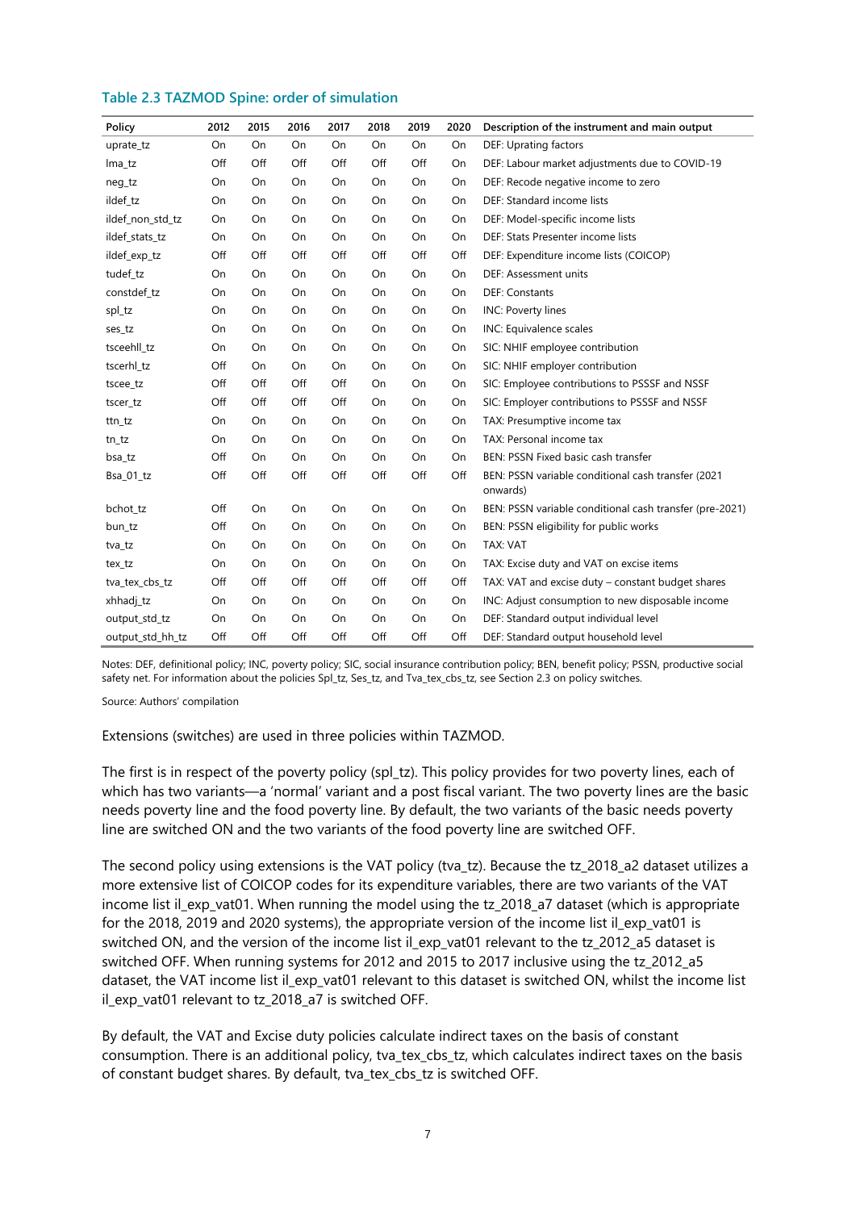### Table 2.3 TAZMOD Spine: order of simulation

| Policy | 2012 | 2015 | 2016 | 2017 | 2018 | 2019 | 2020 | Description of the instrument and main output |
|---|---|---|---|---|---|---|---|---|
| uprate_tz | On | On | On | On | On | On | On | DEF: Uprating factors |
| lma_tz | Off | Off | Off | Off | Off | Off | On | DEF: Labour market adjustments due to COVID-19 |
| neg_tz | On | On | On | On | On | On | On | DEF: Recode negative income to zero |
| ildef_tz | On | On | On | On | On | On | On | DEF: Standard income lists |
| ildef_non_std_tz | On | On | On | On | On | On | On | DEF: Model-specific income lists |
| ildef_stats_tz | On | On | On | On | On | On | On | DEF: Stats Presenter income lists |
| ildef_exp_tz | Off | Off | Off | Off | Off | Off | Off | DEF: Expenditure income lists (COICOP) |
| tudef_tz | On | On | On | On | On | On | On | DEF: Assessment units |
| constdef_tz | On | On | On | On | On | On | On | DEF: Constants |
| spl_tz | On | On | On | On | On | On | On | INC: Poverty lines |
| ses_tz | On | On | On | On | On | On | On | INC: Equivalence scales |
| tsceehll_tz | On | On | On | On | On | On | On | SIC: NHIF employee contribution |
| tscerhl_tz | Off | On | On | On | On | On | On | SIC: NHIF employer contribution |
| tscee_tz | Off | Off | Off | Off | On | On | On | SIC: Employee contributions to PSSSF and NSSF |
| tscer_tz | Off | Off | Off | Off | On | On | On | SIC: Employer contributions to PSSSF and NSSF |
| ttn_tz | On | On | On | On | On | On | On | TAX: Presumptive income tax |
| tn_tz | On | On | On | On | On | On | On | TAX: Personal income tax |
| bsa_tz | Off | On | On | On | On | On | On | BEN: PSSN Fixed basic cash transfer |
| Bsa_01_tz | Off | Off | Off | Off | Off | Off | Off | BEN: PSSN variable conditional cash transfer (2021 onwards) |
| bchot_tz | Off | On | On | On | On | On | On | BEN: PSSN variable conditional cash transfer (pre-2021) |
| bun_tz | Off | On | On | On | On | On | On | BEN: PSSN eligibility for public works |
| tva_tz | On | On | On | On | On | On | On | TAX: VAT |
| tex_tz | On | On | On | On | On | On | On | TAX: Excise duty and VAT on excise items |
| tva_tex_cbs_tz | Off | Off | Off | Off | Off | Off | Off | TAX: VAT and excise duty – constant budget shares |
| xhhadj_tz | On | On | On | On | On | On | On | INC: Adjust consumption to new disposable income |
| output_std_tz | On | On | On | On | On | On | On | DEF: Standard output individual level |
| output_std_hh_tz | Off | Off | Off | Off | Off | Off | Off | DEF: Standard output household level |

Notes: DEF, definitional policy; INC, poverty policy; SIC, social insurance contribution policy; BEN, benefit policy; PSSN, productive social safety net. For information about the policies Spl_tz, Ses_tz, and Tva_tex_cbs_tz, see Section 2.3 on policy switches.

Source: Authors' compilation

Extensions (switches) are used in three policies within TAZMOD.

The first is in respect of the poverty policy (spl_tz). This policy provides for two poverty lines, each of which has two variants—a 'normal' variant and a post fiscal variant. The two poverty lines are the basic needs poverty line and the food poverty line. By default, the two variants of the basic needs poverty line are switched ON and the two variants of the food poverty line are switched OFF.

The second policy using extensions is the VAT policy (tva_tz). Because the tz_2018_a2 dataset utilizes a more extensive list of COICOP codes for its expenditure variables, there are two variants of the VAT income list il_exp_vat01. When running the model using the tz_2018_a7 dataset (which is appropriate for the 2018, 2019 and 2020 systems), the appropriate version of the income list il_exp_vat01 is switched ON, and the version of the income list il_exp_vat01 relevant to the tz_2012_a5 dataset is switched OFF. When running systems for 2012 and 2015 to 2017 inclusive using the tz_2012_a5 dataset, the VAT income list il_exp_vat01 relevant to this dataset is switched ON, whilst the income list il_exp_vat01 relevant to tz_2018_a7 is switched OFF.

By default, the VAT and Excise duty policies calculate indirect taxes on the basis of constant consumption. There is an additional policy, tva_tex_cbs_tz, which calculates indirect taxes on the basis of constant budget shares. By default, tva_tex_cbs_tz is switched OFF.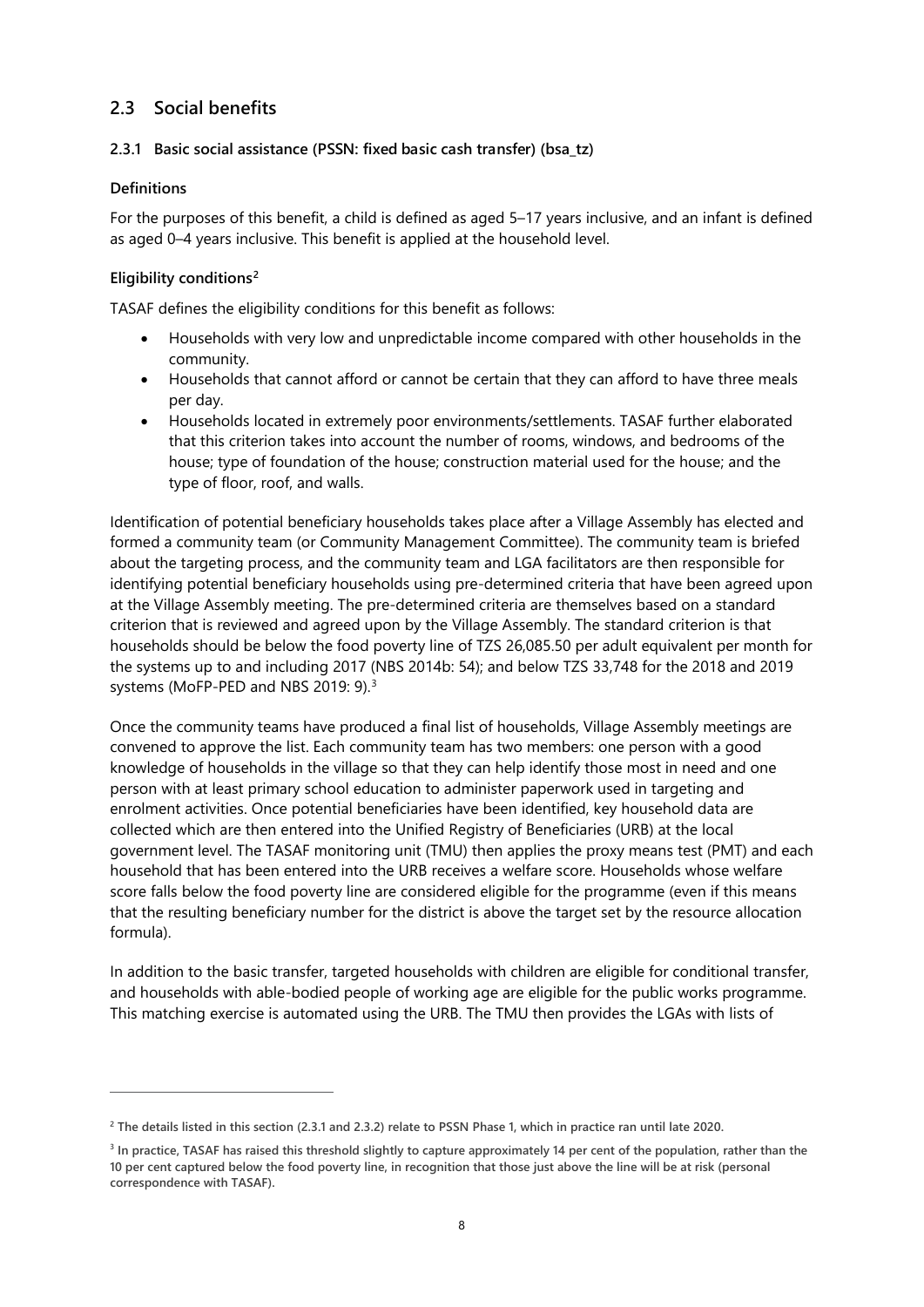## 2.3 Social benefits

### 2.3.1 Basic social assistance (PSSN: fixed basic cash transfer) (bsa_tz)

#### Definitions

For the purposes of this benefit, a child is defined as aged 5–17 years inclusive, and an infant is defined as aged 0–4 years inclusive. This benefit is applied at the household level.

#### Eligibility conditions[2]

TASAF defines the eligibility conditions for this benefit as follows:

- Households with very low and unpredictable income compared with other households in the community.
- Households that cannot afford or cannot be certain that they can afford to have three meals per day.
- Households located in extremely poor environments/settlements. TASAF further elaborated that this criterion takes into account the number of rooms, windows, and bedrooms of the house; type of foundation of the house; construction material used for the house; and the type of floor, roof, and walls.

Identification of potential beneficiary households takes place after a Village Assembly has elected and formed a community team (or Community Management Committee). The community team is briefed about the targeting process, and the community team and LGA facilitators are then responsible for identifying potential beneficiary households using pre-determined criteria that have been agreed upon at the Village Assembly meeting. The pre-determined criteria are themselves based on a standard criterion that is reviewed and agreed upon by the Village Assembly. The standard criterion is that households should be below the food poverty line of TZS 26,085.50 per adult equivalent per month for the systems up to and including 2017 (NBS 2014b: 54); and below TZS 33,748 for the 2018 and 2019 systems (MoFP-PED and NBS 2019: 9).[3]

Once the community teams have produced a final list of households, Village Assembly meetings are convened to approve the list. Each community team has two members: one person with a good knowledge of households in the village so that they can help identify those most in need and one person with at least primary school education to administer paperwork used in targeting and enrolment activities. Once potential beneficiaries have been identified, key household data are collected which are then entered into the Unified Registry of Beneficiaries (URB) at the local government level. The TASAF monitoring unit (TMU) then applies the proxy means test (PMT) and each household that has been entered into the URB receives a welfare score. Households whose welfare score falls below the food poverty line are considered eligible for the programme (even if this means that the resulting beneficiary number for the district is above the target set by the resource allocation formula).

In addition to the basic transfer, targeted households with children are eligible for conditional transfer, and households with able-bodied people of working age are eligible for the public works programme. This matching exercise is automated using the URB. The TMU then provides the LGAs with lists of

---

[2] The details listed in this section (2.3.1 and 2.3.2) relate to PSSN Phase 1, which in practice ran until late 2020.

[3] In practice, TASAF has raised this threshold slightly to capture approximately 14 per cent of the population, rather than the 10 per cent captured below the food poverty line, in recognition that those just above the line will be at risk (personal correspondence with TASAF).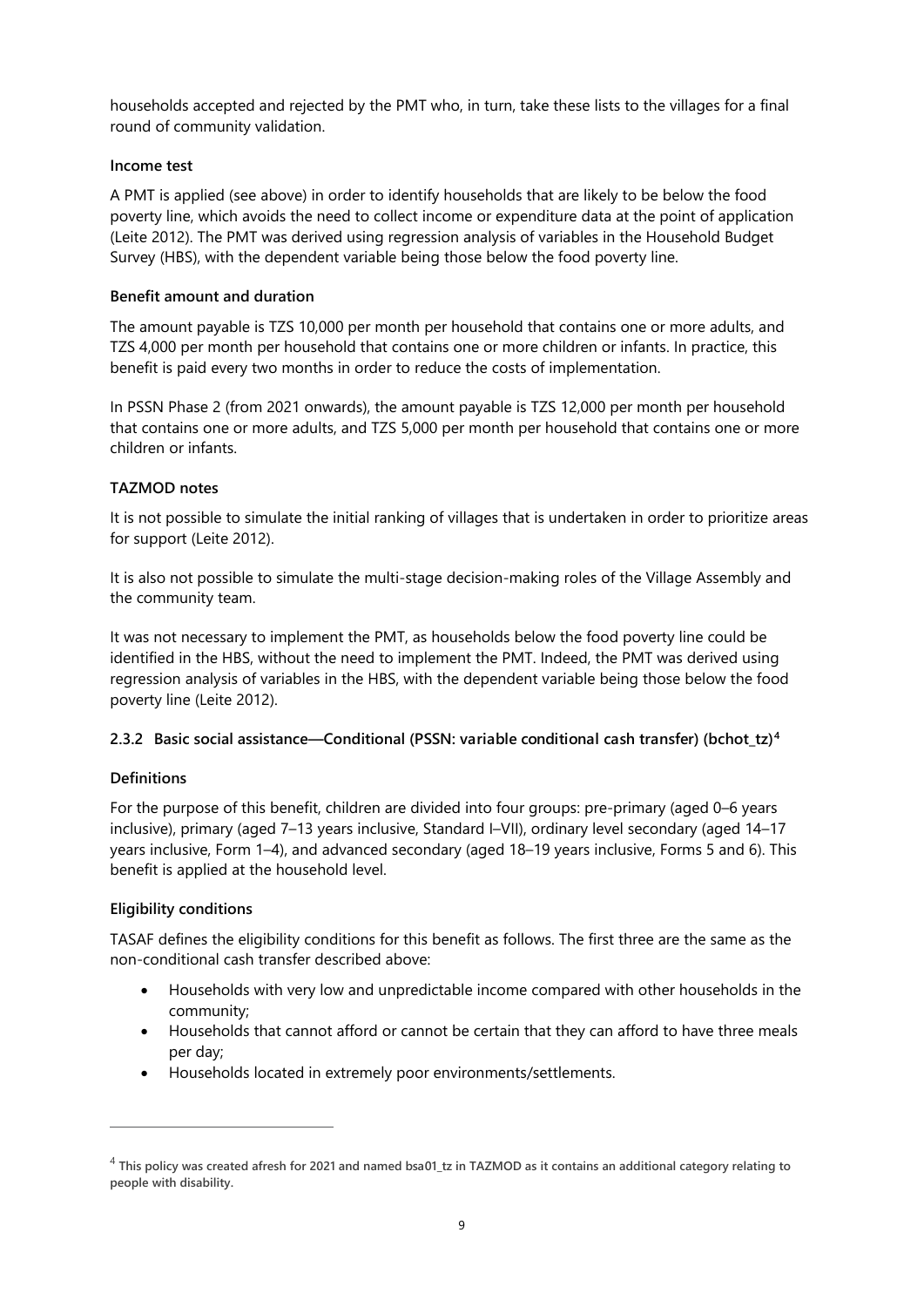households accepted and rejected by the PMT who, in turn, take these lists to the villages for a final round of community validation.

**Income test**

A PMT is applied (see above) in order to identify households that are likely to be below the food poverty line, which avoids the need to collect income or expenditure data at the point of application (Leite 2012). The PMT was derived using regression analysis of variables in the Household Budget Survey (HBS), with the dependent variable being those below the food poverty line.

**Benefit amount and duration**

The amount payable is TZS 10,000 per month per household that contains one or more adults, and TZS 4,000 per month per household that contains one or more children or infants. In practice, this benefit is paid every two months in order to reduce the costs of implementation.

In PSSN Phase 2 (from 2021 onwards), the amount payable is TZS 12,000 per month per household that contains one or more adults, and TZS 5,000 per month per household that contains one or more children or infants.

**TAZMOD notes**

It is not possible to simulate the initial ranking of villages that is undertaken in order to prioritize areas for support (Leite 2012).

It is also not possible to simulate the multi-stage decision-making roles of the Village Assembly and the community team.

It was not necessary to implement the PMT, as households below the food poverty line could be identified in the HBS, without the need to implement the PMT. Indeed, the PMT was derived using regression analysis of variables in the HBS, with the dependent variable being those below the food poverty line (Leite 2012).

### 2.3.2 Basic social assistance—Conditional (PSSN: *variable conditional cash transfer*) (bchot_tz)[4]

**Definitions**

For the purpose of this benefit, children are divided into four groups: pre-primary (aged 0–6 years inclusive), primary (aged 7–13 years inclusive, Standard I–VII), ordinary level secondary (aged 14–17 years inclusive, Form 1–4), and advanced secondary (aged 18–19 years inclusive, Forms 5 and 6). This benefit is applied at the household level.

**Eligibility conditions**

TASAF defines the eligibility conditions for this benefit as follows. The first three are the same as the non-conditional cash transfer described above:

- Households with very low and unpredictable income compared with other households in the community;
- Households that cannot afford or cannot be certain that they can afford to have three meals per day;
- Households located in extremely poor environments/settlements.

---

[4] This policy was created afresh for 2021 and named bsa01_tz in TAZMOD as it contains an additional category relating to people with disability.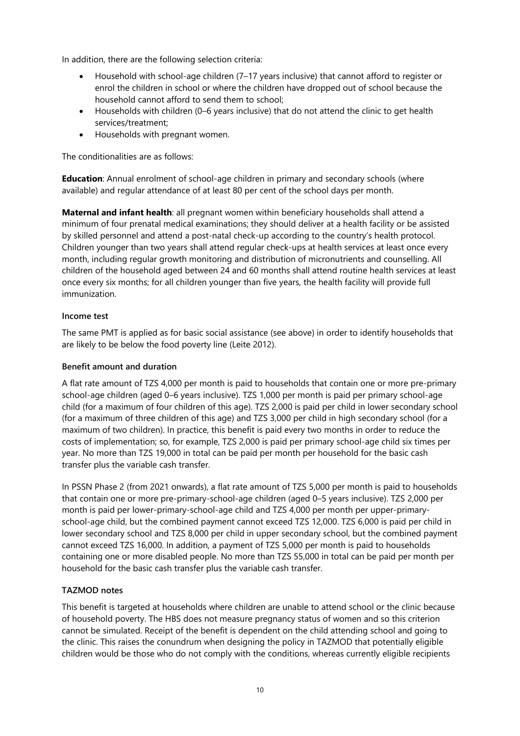In addition, there are the following selection criteria:

- Household with school-age children (7–17 years inclusive) that cannot afford to register or enrol the children in school or where the children have dropped out of school because the household cannot afford to send them to school;
- Households with children (0–6 years inclusive) that do not attend the clinic to get health services/treatment;
- Households with pregnant women.

The conditionalities are as follows:

**Education**: Annual enrolment of school-age children in primary and secondary schools (where available) and regular attendance of at least 80 per cent of the school days per month.

**Maternal and infant health**: all pregnant women within beneficiary households shall attend a minimum of four prenatal medical examinations; they should deliver at a health facility or be assisted by skilled personnel and attend a post-natal check-up according to the country's health protocol. Children younger than two years shall attend regular check-ups at health services at least once every month, including regular growth monitoring and distribution of micronutrients and counselling. All children of the household aged between 24 and 60 months shall attend routine health services at least once every six months; for all children younger than five years, the health facility will provide full immunization.

#### Income test

The same PMT is applied as for basic social assistance (see above) in order to identify households that are likely to be below the food poverty line (Leite 2012).

#### Benefit amount and duration

A flat rate amount of TZS 4,000 per month is paid to households that contain one or more pre-primary school-age children (aged 0–6 years inclusive). TZS 1,000 per month is paid per primary school-age child (for a maximum of four children of this age). TZS 2,000 is paid per child in lower secondary school (for a maximum of three children of this age) and TZS 3,000 per child in high secondary school (for a maximum of two children). In practice, this benefit is paid every two months in order to reduce the costs of implementation; so, for example, TZS 2,000 is paid per primary school-age child six times per year. No more than TZS 19,000 in total can be paid per month per household for the basic cash transfer plus the variable cash transfer.

In PSSN Phase 2 (from 2021 onwards), a flat rate amount of TZS 5,000 per month is paid to households that contain one or more pre-primary-school-age children (aged 0–5 years inclusive). TZS 2,000 per month is paid per lower-primary-school-age child and TZS 4,000 per month per upper-primary-school-age child, but the combined payment cannot exceed TZS 12,000. TZS 6,000 is paid per child in lower secondary school and TZS 8,000 per child in upper secondary school, but the combined payment cannot exceed TZS 16,000. In addition, a payment of TZS 5,000 per month is paid to households containing one or more disabled people. No more than TZS 55,000 in total can be paid per month per household for the basic cash transfer plus the variable cash transfer.

#### TAZMOD notes

This benefit is targeted at households where children are unable to attend school or the clinic because of household poverty. The HBS does not measure pregnancy status of women and so this criterion cannot be simulated. Receipt of the benefit is dependent on the child attending school and going to the clinic. This raises the conundrum when designing the policy in TAZMOD that potentially eligible children would be those who do not comply with the conditions, whereas currently eligible recipients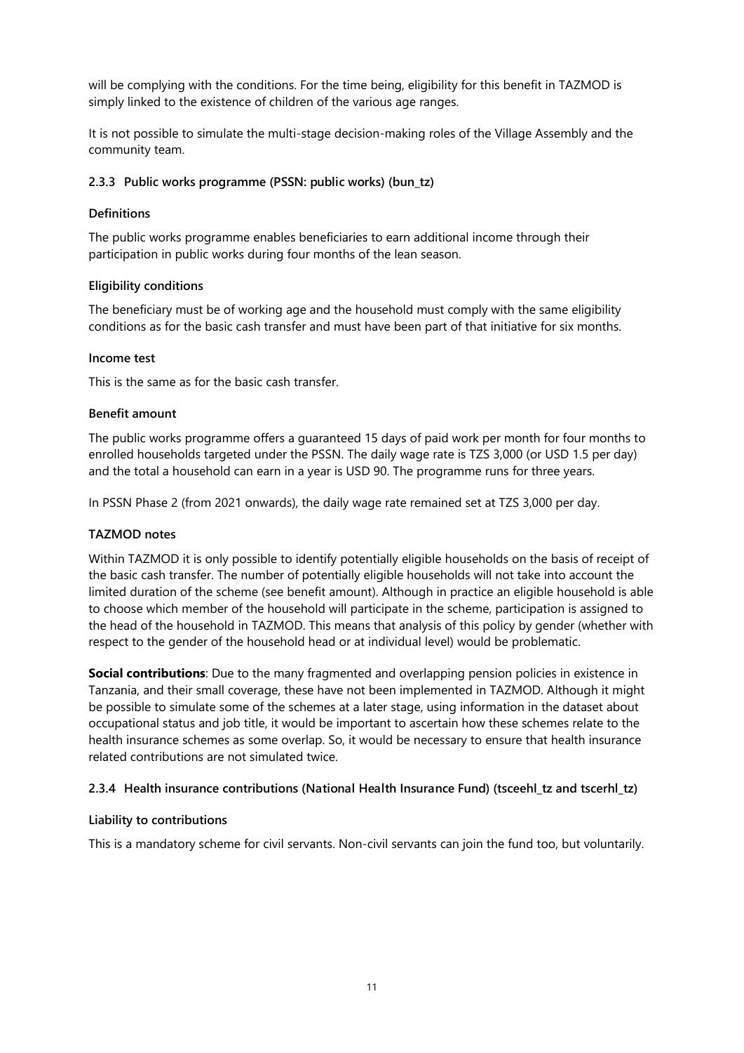will be complying with the conditions. For the time being, eligibility for this benefit in TAZMOD is simply linked to the existence of children of the various age ranges.

It is not possible to simulate the multi-stage decision-making roles of the Village Assembly and the community team.

### 2.3.3 Public works programme (PSSN: public works) (bun_tz)

**Definitions**

The public works programme enables beneficiaries to earn additional income through their participation in public works during four months of the lean season.

**Eligibility conditions**

The beneficiary must be of working age and the household must comply with the same eligibility conditions as for the basic cash transfer and must have been part of that initiative for six months.

**Income test**

This is the same as for the basic cash transfer.

**Benefit amount**

The public works programme offers a guaranteed 15 days of paid work per month for four months to enrolled households targeted under the PSSN. The daily wage rate is TZS 3,000 (or USD 1.5 per day) and the total a household can earn in a year is USD 90. The programme runs for three years.

In PSSN Phase 2 (from 2021 onwards), the daily wage rate remained set at TZS 3,000 per day.

**TAZMOD notes**

Within TAZMOD it is only possible to identify potentially eligible households on the basis of receipt of the basic cash transfer. The number of potentially eligible households will not take into account the limited duration of the scheme (see benefit amount). Although in practice an eligible household is able to choose which member of the household will participate in the scheme, participation is assigned to the head of the household in TAZMOD. This means that analysis of this policy by gender (whether with respect to the gender of the household head or at individual level) would be problematic.

**Social contributions**: Due to the many fragmented and overlapping pension policies in existence in Tanzania, and their small coverage, these have not been implemented in TAZMOD. Although it might be possible to simulate some of the schemes at a later stage, using information in the dataset about occupational status and job title, it would be important to ascertain how these schemes relate to the health insurance schemes as some overlap. So, it would be necessary to ensure that health insurance related contributions are not simulated twice.

### 2.3.4 Health insurance contributions (National Health Insurance Fund) (tsceehl_tz and tscerhl_tz)

**Liability to contributions**

This is a mandatory scheme for civil servants. Non-civil servants can join the fund too, but voluntarily.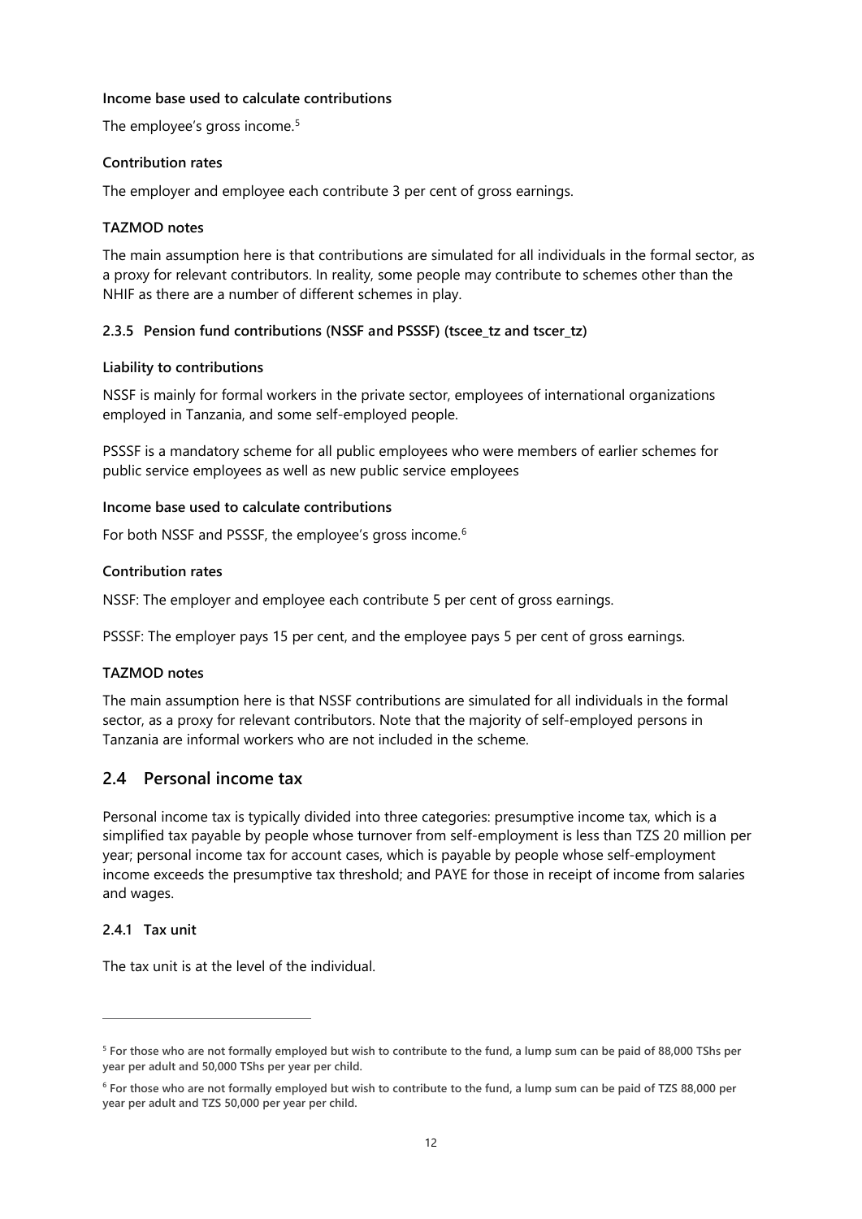#### Income base used to calculate contributions

The employee's gross income.[5]

#### Contribution rates

The employer and employee each contribute 3 per cent of gross earnings.

#### TAZMOD notes

The main assumption here is that contributions are simulated for all individuals in the formal sector, as a proxy for relevant contributors. In reality, some people may contribute to schemes other than the NHIF as there are a number of different schemes in play.

### 2.3.5 Pension fund contributions (NSSF and PSSSF) (tscee_tz and tscer_tz)

#### Liability to contributions

NSSF is mainly for formal workers in the private sector, employees of international organizations employed in Tanzania, and some self-employed people.

PSSSF is a mandatory scheme for all public employees who were members of earlier schemes for public service employees as well as new public service employees

#### Income base used to calculate contributions

For both NSSF and PSSSF, the employee's gross income.[6]

#### Contribution rates

NSSF: The employer and employee each contribute 5 per cent of gross earnings.

PSSSF: The employer pays 15 per cent, and the employee pays 5 per cent of gross earnings.

#### TAZMOD notes

The main assumption here is that NSSF contributions are simulated for all individuals in the formal sector, as a proxy for relevant contributors. Note that the majority of self-employed persons in Tanzania are informal workers who are not included in the scheme.

## 2.4 Personal income tax

Personal income tax is typically divided into three categories: presumptive income tax, which is a simplified tax payable by people whose turnover from self-employment is less than TZS 20 million per year; personal income tax for account cases, which is payable by people whose self-employment income exceeds the presumptive tax threshold; and PAYE for those in receipt of income from salaries and wages.

### 2.4.1 Tax unit

The tax unit is at the level of the individual.

---

[5] **For those who are not formally employed but wish to contribute to the fund, a lump sum can be paid of 88,000 TShs per year per adult and 50,000 TShs per year per child.**

[6] **For those who are not formally employed but wish to contribute to the fund, a lump sum can be paid of TZS 88,000 per year per adult and TZS 50,000 per year per child.**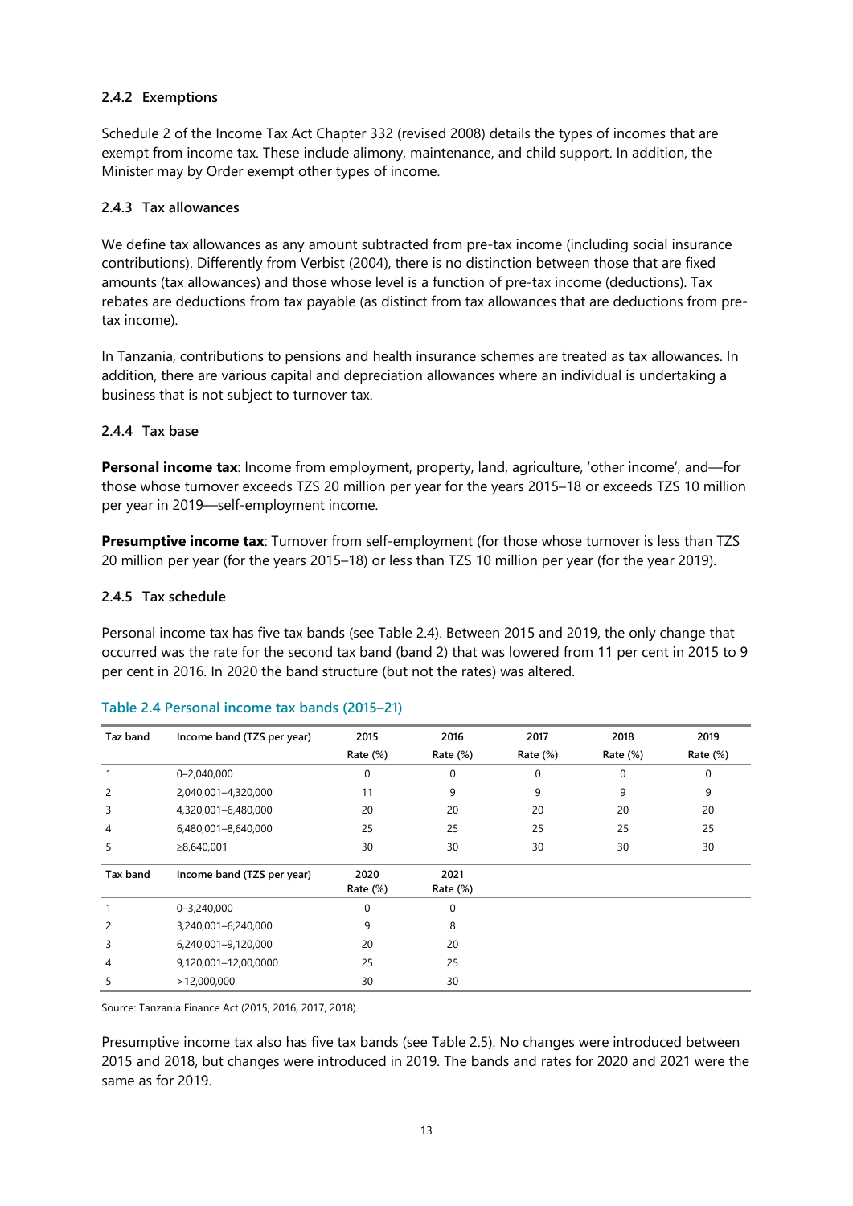### 2.4.2 Exemptions

Schedule 2 of the Income Tax Act Chapter 332 (revised 2008) details the types of incomes that are exempt from income tax. These include alimony, maintenance, and child support. In addition, the Minister may by Order exempt other types of income.

### 2.4.3 Tax allowances

We define tax allowances as any amount subtracted from pre-tax income (including social insurance contributions). Differently from Verbist (2004), there is no distinction between those that are fixed amounts (tax allowances) and those whose level is a function of pre-tax income (deductions). Tax rebates are deductions from tax payable (as distinct from tax allowances that are deductions from pre-tax income).

In Tanzania, contributions to pensions and health insurance schemes are treated as tax allowances. In addition, there are various capital and depreciation allowances where an individual is undertaking a business that is not subject to turnover tax.

### 2.4.4 Tax base

**Personal income tax**: Income from employment, property, land, agriculture, 'other income', and—for those whose turnover exceeds TZS 20 million per year for the years 2015–18 or exceeds TZS 10 million per year in 2019—self-employment income.

**Presumptive income tax**: Turnover from self-employment (for those whose turnover is less than TZS 20 million per year (for the years 2015–18) or less than TZS 10 million per year (for the year 2019).

### 2.4.5 Tax schedule

Personal income tax has five tax bands (see Table 2.4). Between 2015 and 2019, the only change that occurred was the rate for the second tax band (band 2) that was lowered from 11 per cent in 2015 to 9 per cent in 2016. In 2020 the band structure (but not the rates) was altered.

**Table 2.4 Personal income tax bands (2015–21)**

| Taz band | Income band (TZS per year) | 2015 Rate (%) | 2016 Rate (%) | 2017 Rate (%) | 2018 Rate (%) | 2019 Rate (%) |
|---|---|---|---|---|---|---|
| 1 | 0–2,040,000 | 0 | 0 | 0 | 0 | 0 |
| 2 | 2,040,001–4,320,000 | 11 | 9 | 9 | 9 | 9 |
| 3 | 4,320,001–6,480,000 | 20 | 20 | 20 | 20 | 20 |
| 4 | 6,480,001–8,640,000 | 25 | 25 | 25 | 25 | 25 |
| 5 | ≥8,640,001 | 30 | 30 | 30 | 30 | 30 |
| **Tax band** | **Income band (TZS per year)** | **2020 Rate (%)** | **2021 Rate (%)** | | | |
| 1 | 0–3,240,000 | 0 | 0 | | | |
| 2 | 3,240,001–6,240,000 | 9 | 8 | | | |
| 3 | 6,240,001–9,120,000 | 20 | 20 | | | |
| 4 | 9,120,001–12,00,0000 | 25 | 25 | | | |
| 5 | >12,000,000 | 30 | 30 | | | |

Source: Tanzania Finance Act (2015, 2016, 2017, 2018).

Presumptive income tax also has five tax bands (see Table 2.5). No changes were introduced between 2015 and 2018, but changes were introduced in 2019. The bands and rates for 2020 and 2021 were the same as for 2019.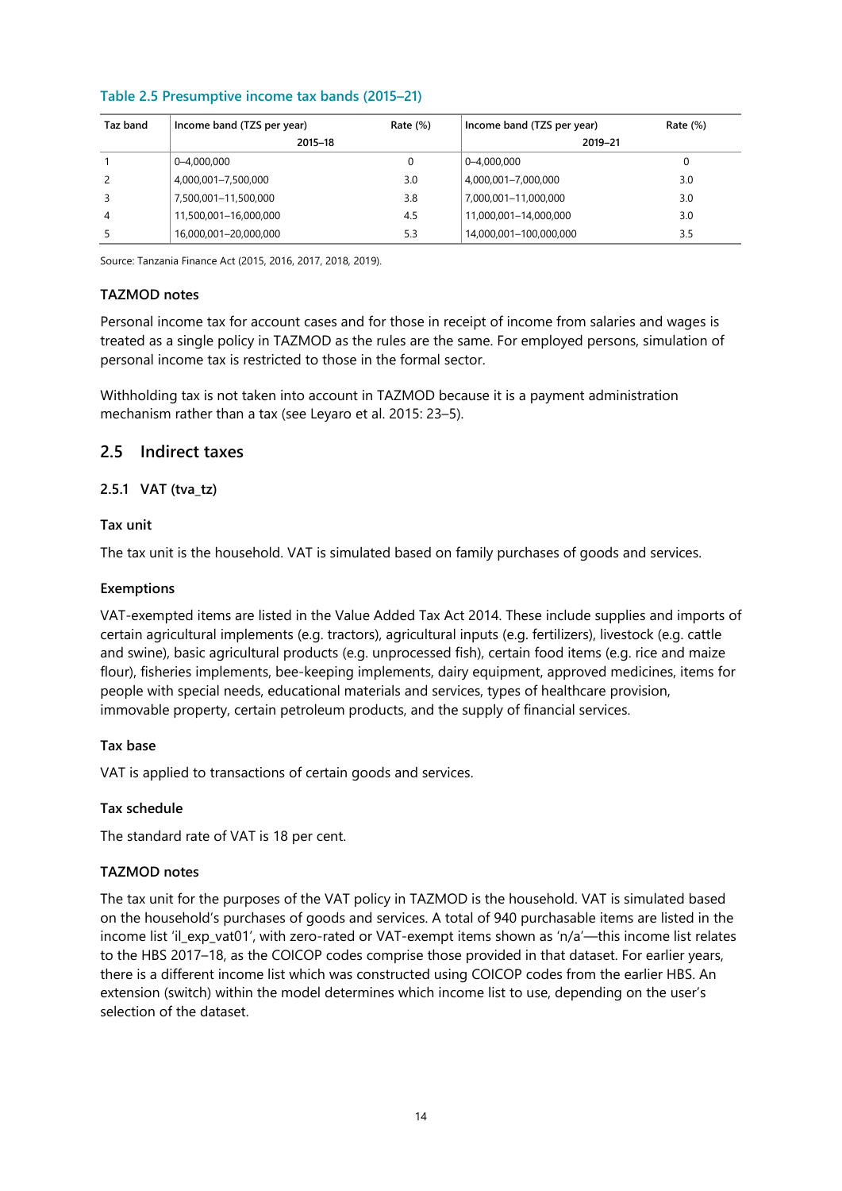Table 2.5 Presumptive income tax bands (2015–21)

| Taz band | Income band (TZS per year) | Rate (%) | Income band (TZS per year) | Rate (%) |
|---|---|---|---|---|
| | 2015–18 | | 2019–21 | |
| 1 | 0–4,000,000 | 0 | 0–4,000,000 | 0 |
| 2 | 4,000,001–7,500,000 | 3.0 | 4,000,001–7,000,000 | 3.0 |
| 3 | 7,500,001–11,500,000 | 3.8 | 7,000,001–11,000,000 | 3.0 |
| 4 | 11,500,001–16,000,000 | 4.5 | 11,000,001–14,000,000 | 3.0 |
| 5 | 16,000,001–20,000,000 | 5.3 | 14,000,001–100,000,000 | 3.5 |

Source: Tanzania Finance Act (2015, 2016, 2017, 2018, 2019).

#### TAZMOD notes

Personal income tax for account cases and for those in receipt of income from salaries and wages is treated as a single policy in TAZMOD as the rules are the same. For employed persons, simulation of personal income tax is restricted to those in the formal sector.

Withholding tax is not taken into account in TAZMOD because it is a payment administration mechanism rather than a tax (see Leyaro et al. 2015: 23–5).

## 2.5 Indirect taxes

### 2.5.1 VAT (tva_tz)

#### Tax unit

The tax unit is the household. VAT is simulated based on family purchases of goods and services.

#### Exemptions

VAT-exempted items are listed in the Value Added Tax Act 2014. These include supplies and imports of certain agricultural implements (e.g. tractors), agricultural inputs (e.g. fertilizers), livestock (e.g. cattle and swine), basic agricultural products (e.g. unprocessed fish), certain food items (e.g. rice and maize flour), fisheries implements, bee-keeping implements, dairy equipment, approved medicines, items for people with special needs, educational materials and services, types of healthcare provision, immovable property, certain petroleum products, and the supply of financial services.

#### Tax base

VAT is applied to transactions of certain goods and services.

#### Tax schedule

The standard rate of VAT is 18 per cent.

#### TAZMOD notes

The tax unit for the purposes of the VAT policy in TAZMOD is the household. VAT is simulated based on the household's purchases of goods and services. A total of 940 purchasable items are listed in the income list 'il_exp_vat01', with zero-rated or VAT-exempt items shown as 'n/a'—this income list relates to the HBS 2017–18, as the COICOP codes comprise those provided in that dataset. For earlier years, there is a different income list which was constructed using COICOP codes from the earlier HBS. An extension (switch) within the model determines which income list to use, depending on the user's selection of the dataset.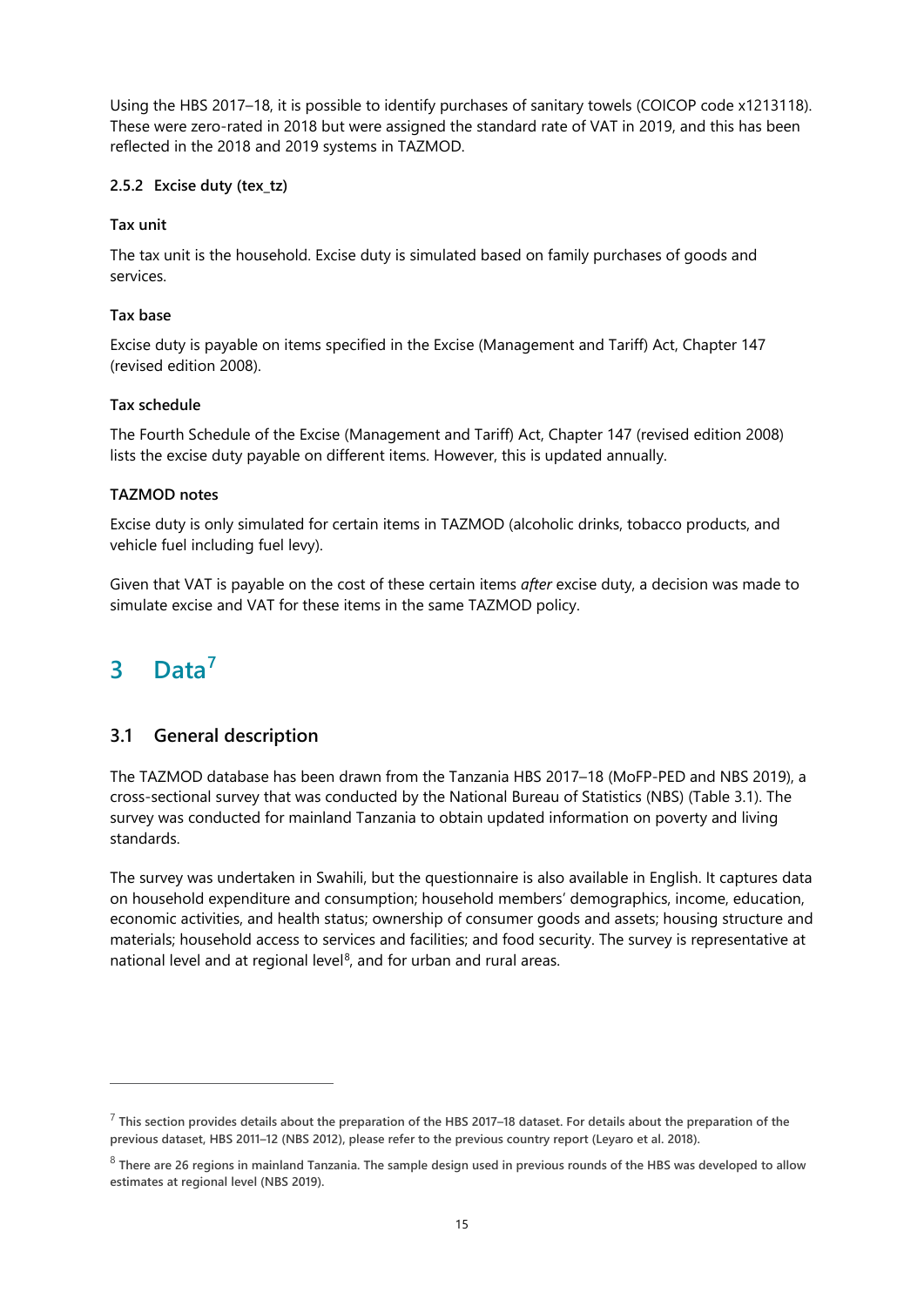Using the HBS 2017–18, it is possible to identify purchases of sanitary towels (COICOP code x1213118). These were zero-rated in 2018 but were assigned the standard rate of VAT in 2019, and this has been reflected in the 2018 and 2019 systems in TAZMOD.

### 2.5.2 Excise duty (tex_tz)

**Tax unit**

The tax unit is the household. Excise duty is simulated based on family purchases of goods and services.

**Tax base**

Excise duty is payable on items specified in the Excise (Management and Tariff) Act, Chapter 147 (revised edition 2008).

**Tax schedule**

The Fourth Schedule of the Excise (Management and Tariff) Act, Chapter 147 (revised edition 2008) lists the excise duty payable on different items. However, this is updated annually.

**TAZMOD notes**

Excise duty is only simulated for certain items in TAZMOD (alcoholic drinks, tobacco products, and vehicle fuel including fuel levy).

Given that VAT is payable on the cost of these certain items *after* excise duty, a decision was made to simulate excise and VAT for these items in the same TAZMOD policy.

# 3 Data[7]

## 3.1 General description

The TAZMOD database has been drawn from the Tanzania HBS 2017–18 (MoFP-PED and NBS 2019), a cross-sectional survey that was conducted by the National Bureau of Statistics (NBS) (Table 3.1). The survey was conducted for mainland Tanzania to obtain updated information on poverty and living standards.

The survey was undertaken in Swahili, but the questionnaire is also available in English. It captures data on household expenditure and consumption; household members' demographics, income, education, economic activities, and health status; ownership of consumer goods and assets; housing structure and materials; household access to services and facilities; and food security. The survey is representative at national level and at regional level[8], and for urban and rural areas.

---

[7] This section provides details about the preparation of the HBS 2017–18 dataset. For details about the preparation of the previous dataset, HBS 2011–12 (NBS 2012), please refer to the previous country report (Leyaro et al. 2018).

[8] There are 26 regions in mainland Tanzania. The sample design used in previous rounds of the HBS was developed to allow estimates at regional level (NBS 2019).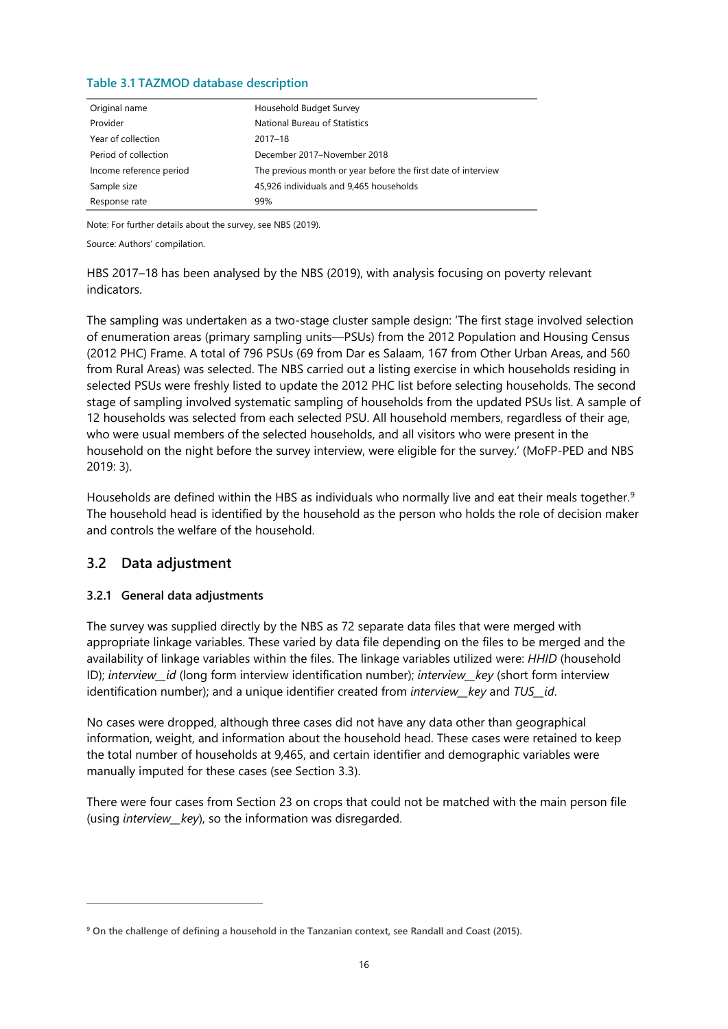**Table 3.1 TAZMOD database description**

| | |
|---|---|
| Original name | Household Budget Survey |
| Provider | National Bureau of Statistics |
| Year of collection | 2017–18 |
| Period of collection | December 2017–November 2018 |
| Income reference period | The previous month or year before the first date of interview |
| Sample size | 45,926 individuals and 9,465 households |
| Response rate | 99% |

Note: For further details about the survey, see NBS (2019).

Source: Authors' compilation.

HBS 2017–18 has been analysed by the NBS (2019), with analysis focusing on poverty relevant indicators.

The sampling was undertaken as a two-stage cluster sample design: 'The first stage involved selection of enumeration areas (primary sampling units—PSUs) from the 2012 Population and Housing Census (2012 PHC) Frame. A total of 796 PSUs (69 from Dar es Salaam, 167 from Other Urban Areas, and 560 from Rural Areas) was selected. The NBS carried out a listing exercise in which households residing in selected PSUs were freshly listed to update the 2012 PHC list before selecting households. The second stage of sampling involved systematic sampling of households from the updated PSUs list. A sample of 12 households was selected from each selected PSU. All household members, regardless of their age, who were usual members of the selected households, and all visitors who were present in the household on the night before the survey interview, were eligible for the survey.' (MoFP-PED and NBS 2019: 3).

Households are defined within the HBS as individuals who normally live and eat their meals together.[9] The household head is identified by the household as the person who holds the role of decision maker and controls the welfare of the household.

## 3.2 Data adjustment

### 3.2.1 General data adjustments

The survey was supplied directly by the NBS as 72 separate data files that were merged with appropriate linkage variables. These varied by data file depending on the files to be merged and the availability of linkage variables within the files. The linkage variables utilized were: *HHID* (household ID); *interview__id* (long form interview identification number); *interview__key* (short form interview identification number); and a unique identifier created from *interview__key* and *TUS__id*.

No cases were dropped, although three cases did not have any data other than geographical information, weight, and information about the household head. These cases were retained to keep the total number of households at 9,465, and certain identifier and demographic variables were manually imputed for these cases (see Section 3.3).

There were four cases from Section 23 on crops that could not be matched with the main person file (using *interview__key*), so the information was disregarded.

[9] On the challenge of defining a household in the Tanzanian context, see Randall and Coast (2015).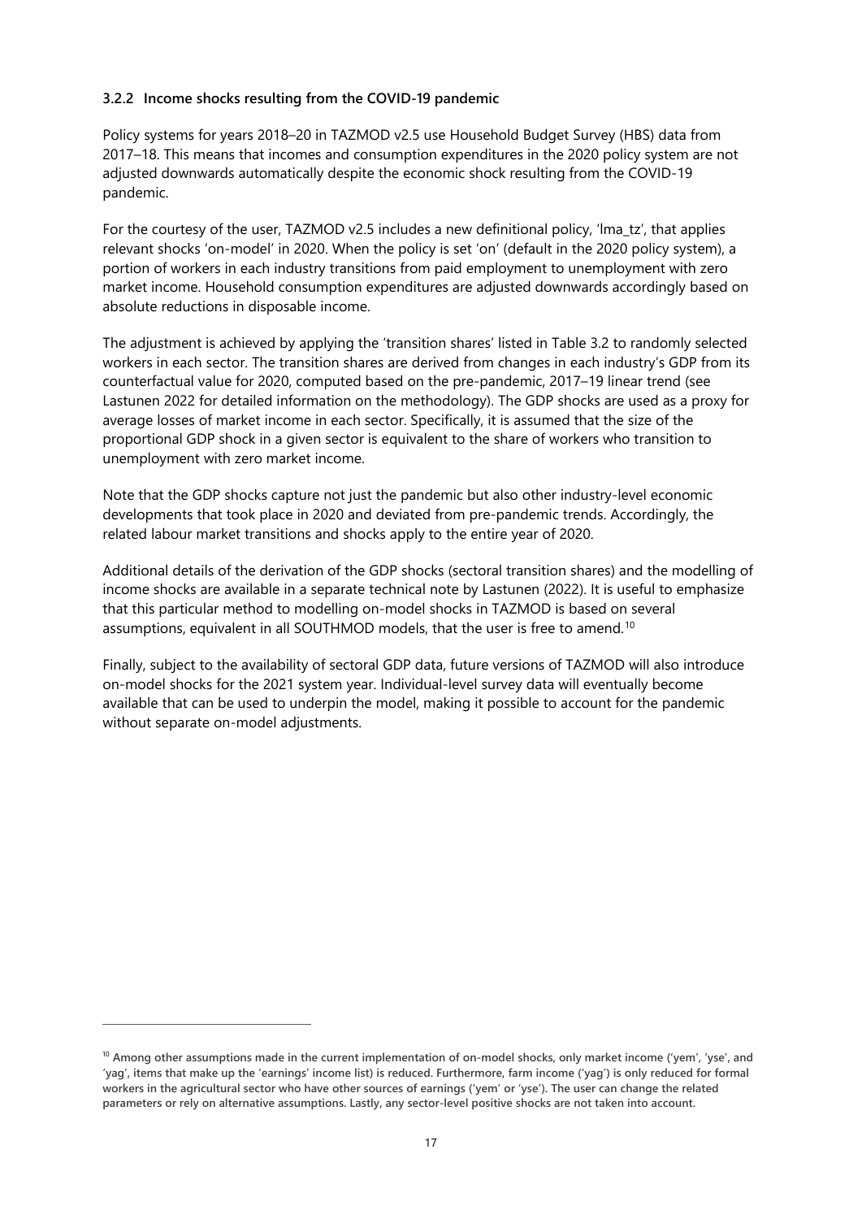### 3.2.2 Income shocks resulting from the COVID-19 pandemic

Policy systems for years 2018–20 in TAZMOD v2.5 use Household Budget Survey (HBS) data from 2017–18. This means that incomes and consumption expenditures in the 2020 policy system are not adjusted downwards automatically despite the economic shock resulting from the COVID-19 pandemic.

For the courtesy of the user, TAZMOD v2.5 includes a new definitional policy, 'lma_tz', that applies relevant shocks 'on-model' in 2020. When the policy is set 'on' (default in the 2020 policy system), a portion of workers in each industry transitions from paid employment to unemployment with zero market income. Household consumption expenditures are adjusted downwards accordingly based on absolute reductions in disposable income.

The adjustment is achieved by applying the 'transition shares' listed in Table 3.2 to randomly selected workers in each sector. The transition shares are derived from changes in each industry's GDP from its counterfactual value for 2020, computed based on the pre-pandemic, 2017–19 linear trend (see Lastunen 2022 for detailed information on the methodology). The GDP shocks are used as a proxy for average losses of market income in each sector. Specifically, it is assumed that the size of the proportional GDP shock in a given sector is equivalent to the share of workers who transition to unemployment with zero market income.

Note that the GDP shocks capture not just the pandemic but also other industry-level economic developments that took place in 2020 and deviated from pre-pandemic trends. Accordingly, the related labour market transitions and shocks apply to the entire year of 2020.

Additional details of the derivation of the GDP shocks (sectoral transition shares) and the modelling of income shocks are available in a separate technical note by Lastunen (2022). It is useful to emphasize that this particular method to modelling on-model shocks in TAZMOD is based on several assumptions, equivalent in all SOUTHMOD models, that the user is free to amend.[10]

Finally, subject to the availability of sectoral GDP data, future versions of TAZMOD will also introduce on-model shocks for the 2021 system year. Individual-level survey data will eventually become available that can be used to underpin the model, making it possible to account for the pandemic without separate on-model adjustments.

[10] Among other assumptions made in the current implementation of on-model shocks, only market income ('yem', 'yse', and 'yag', items that make up the 'earnings' income list) is reduced. Furthermore, farm income ('yag') is only reduced for formal workers in the agricultural sector who have other sources of earnings ('yem' or 'yse'). The user can change the related parameters or rely on alternative assumptions. Lastly, any sector-level positive shocks are not taken into account.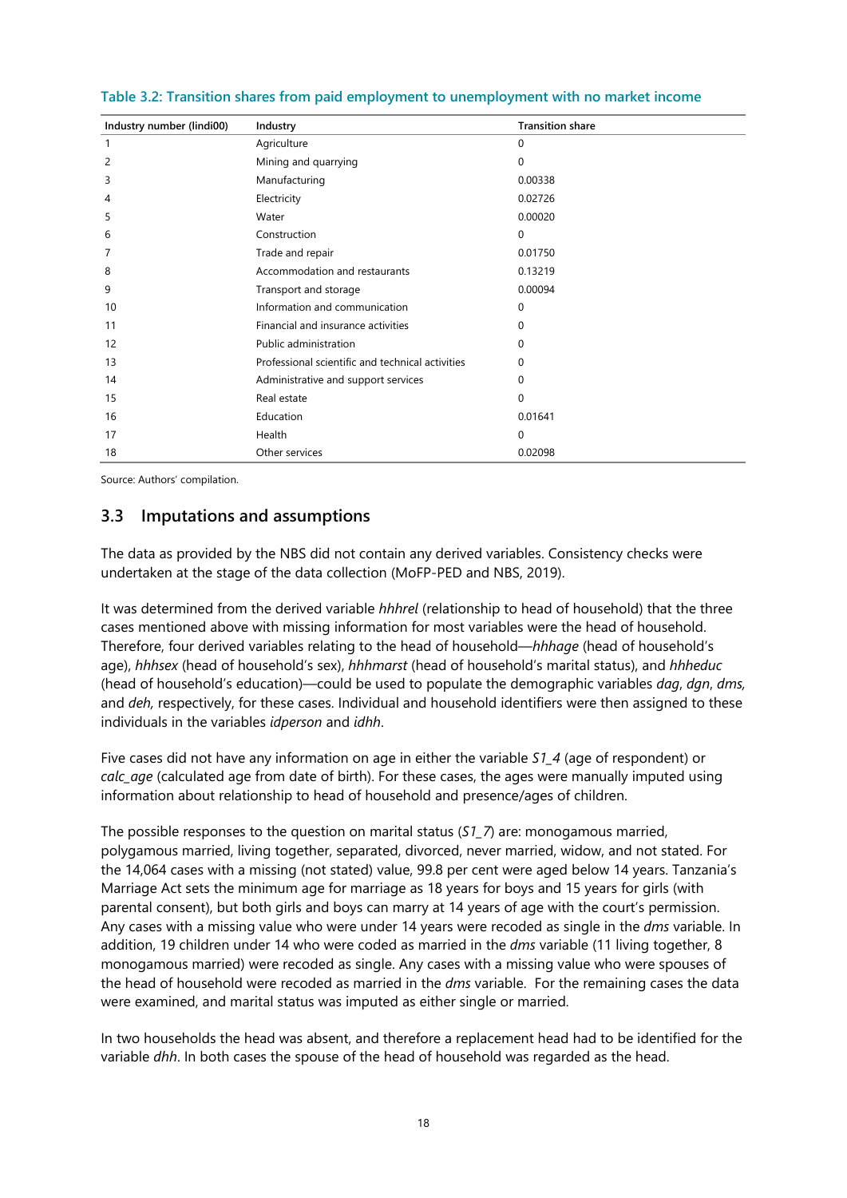**Table 3.2: Transition shares from paid employment to unemployment with no market income**

| Industry number (lindi00) | Industry | Transition share |
|---|---|---|
| 1 | Agriculture | 0 |
| 2 | Mining and quarrying | 0 |
| 3 | Manufacturing | 0.00338 |
| 4 | Electricity | 0.02726 |
| 5 | Water | 0.00020 |
| 6 | Construction | 0 |
| 7 | Trade and repair | 0.01750 |
| 8 | Accommodation and restaurants | 0.13219 |
| 9 | Transport and storage | 0.00094 |
| 10 | Information and communication | 0 |
| 11 | Financial and insurance activities | 0 |
| 12 | Public administration | 0 |
| 13 | Professional scientific and technical activities | 0 |
| 14 | Administrative and support services | 0 |
| 15 | Real estate | 0 |
| 16 | Education | 0.01641 |
| 17 | Health | 0 |
| 18 | Other services | 0.02098 |

Source: Authors' compilation.

## 3.3 Imputations and assumptions

The data as provided by the NBS did not contain any derived variables. Consistency checks were undertaken at the stage of the data collection (MoFP-PED and NBS, 2019).

It was determined from the derived variable *hhhrel* (relationship to head of household) that the three cases mentioned above with missing information for most variables were the head of household. Therefore, four derived variables relating to the head of household—*hhhage* (head of household's age), *hhhsex* (head of household's sex), *hhhmarst* (head of household's marital status), and *hhheduc* (head of household's education)—could be used to populate the demographic variables *dag*, *dgn*, *dms,* and *deh,* respectively, for these cases. Individual and household identifiers were then assigned to these individuals in the variables *idperson* and *idhh*.

Five cases did not have any information on age in either the variable *S1_4* (age of respondent) or *calc_age* (calculated age from date of birth). For these cases, the ages were manually imputed using information about relationship to head of household and presence/ages of children.

The possible responses to the question on marital status (*S1_7*) are: monogamous married, polygamous married, living together, separated, divorced, never married, widow, and not stated. For the 14,064 cases with a missing (not stated) value, 99.8 per cent were aged below 14 years. Tanzania's Marriage Act sets the minimum age for marriage as 18 years for boys and 15 years for girls (with parental consent), but both girls and boys can marry at 14 years of age with the court's permission. Any cases with a missing value who were under 14 years were recoded as single in the *dms* variable. In addition, 19 children under 14 who were coded as married in the *dms* variable (11 living together, 8 monogamous married) were recoded as single. Any cases with a missing value who were spouses of the head of household were recoded as married in the *dms* variable. For the remaining cases the data were examined, and marital status was imputed as either single or married.

In two households the head was absent, and therefore a replacement head had to be identified for the variable *dhh*. In both cases the spouse of the head of household was regarded as the head.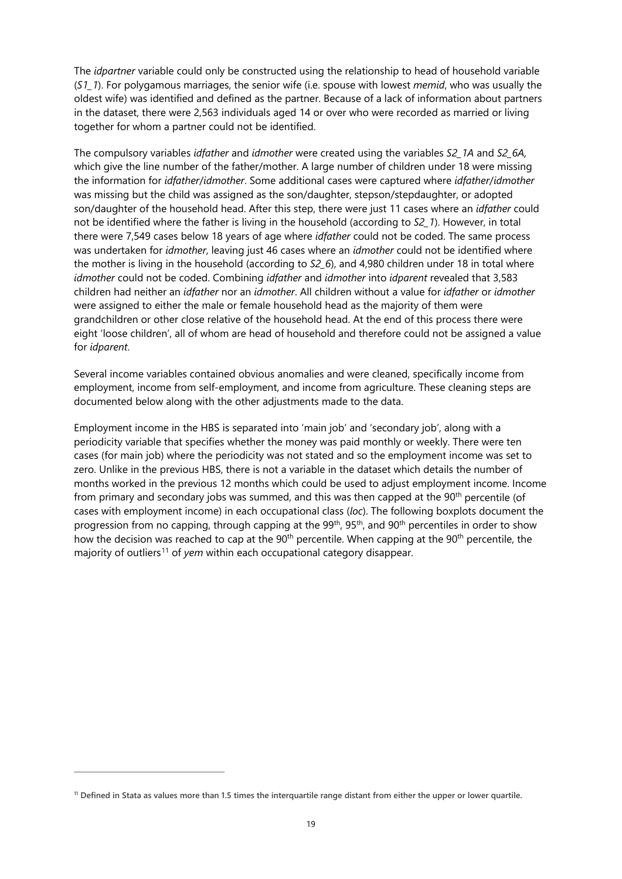The *idpartner* variable could only be constructed using the relationship to head of household variable (*S1_1*). For polygamous marriages, the senior wife (i.e. spouse with lowest *memid*, who was usually the oldest wife) was identified and defined as the partner. Because of a lack of information about partners in the dataset, there were 2,563 individuals aged 14 or over who were recorded as married or living together for whom a partner could not be identified.

The compulsory variables *idfather* and *idmother* were created using the variables *S2_1A* and *S2_6A,* which give the line number of the father/mother. A large number of children under 18 were missing the information for *idfather*/*idmother*. Some additional cases were captured where *idfather*/*idmother* was missing but the child was assigned as the son/daughter, stepson/stepdaughter, or adopted son/daughter of the household head. After this step, there were just 11 cases where an *idfather* could not be identified where the father is living in the household (according to *S2_1*). However, in total there were 7,549 cases below 18 years of age where *idfather* could not be coded. The same process was undertaken for *idmother*, leaving just 46 cases where an *idmother* could not be identified where the mother is living in the household (according to *S2_6*), and 4,980 children under 18 in total where *idmother* could not be coded. Combining *idfather* and *idmother* into *idparent* revealed that 3,583 children had neither an *idfather* nor an *idmother*. All children without a value for *idfather* or *idmother* were assigned to either the male or female household head as the majority of them were grandchildren or other close relative of the household head. At the end of this process there were eight 'loose children', all of whom are head of household and therefore could not be assigned a value for *idparent*.

Several income variables contained obvious anomalies and were cleaned, specifically income from employment, income from self-employment, and income from agriculture. These cleaning steps are documented below along with the other adjustments made to the data.

Employment income in the HBS is separated into 'main job' and 'secondary job', along with a periodicity variable that specifies whether the money was paid monthly or weekly. There were ten cases (for main job) where the periodicity was not stated and so the employment income was set to zero. Unlike in the previous HBS, there is not a variable in the dataset which details the number of months worked in the previous 12 months which could be used to adjust employment income. Income from primary and secondary jobs was summed, and this was then capped at the 90th percentile (of cases with employment income) in each occupational class (*loc*). The following boxplots document the progression from no capping, through capping at the 99th, 95th, and 90th percentiles in order to show how the decision was reached to cap at the 90th percentile. When capping at the 90th percentile, the majority of outliers[11] of *yem* within each occupational category disappear.

[11] Defined in Stata as values more than 1.5 times the interquartile range distant from either the upper or lower quartile.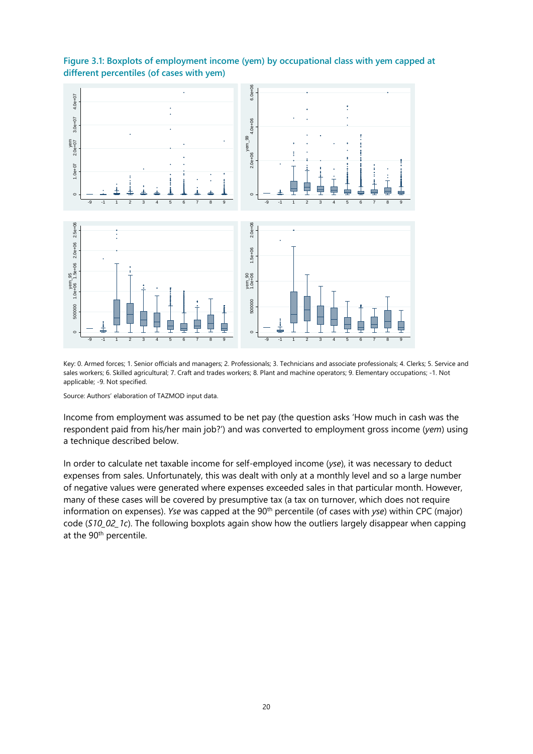**Figure 3.1: Boxplots of employment income (yem) by occupational class with yem capped at different percentiles (of cases with yem)**

Key: 0. Armed forces; 1. Senior officials and managers; 2. Professionals; 3. Technicians and associate professionals; 4. Clerks; 5. Service and sales workers; 6. Skilled agricultural; 7. Craft and trades workers; 8. Plant and machine operators; 9. Elementary occupations; -1. Not applicable; -9. Not specified.

Source: Authors' elaboration of TAZMOD input data.

Income from employment was assumed to be net pay (the question asks 'How much in cash was the respondent paid from his/her main job?') and was converted to employment gross income (*yem*) using a technique described below.

In order to calculate net taxable income for self-employed income (*yse*), it was necessary to deduct expenses from sales. Unfortunately, this was dealt with only at a monthly level and so a large number of negative values were generated where expenses exceeded sales in that particular month. However, many of these cases will be covered by presumptive tax (a tax on turnover, which does not require information on expenses). *Yse* was capped at the 90th percentile (of cases with *yse*) within CPC (major) code (*S10_02_1c*). The following boxplots again show how the outliers largely disappear when capping at the 90th percentile.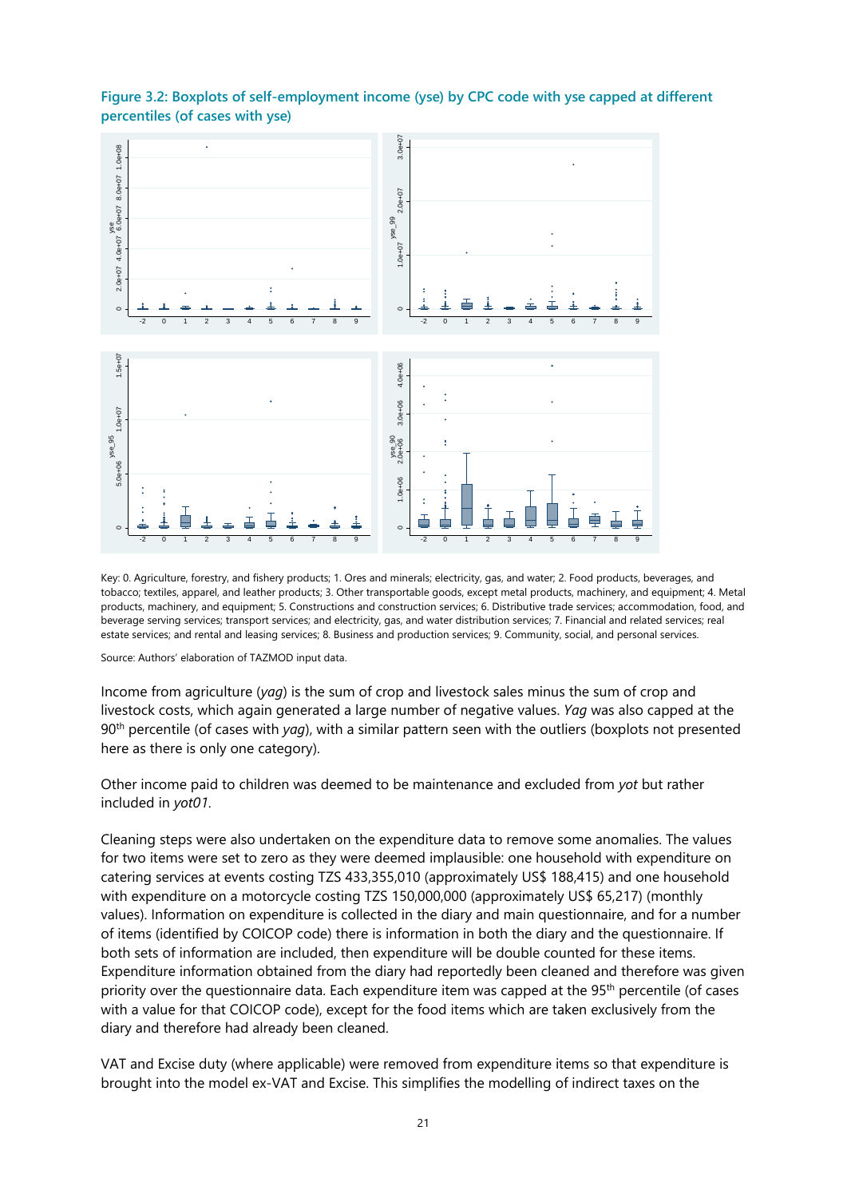**Figure 3.2: Boxplots of self-employment income (yse) by CPC code with yse capped at different percentiles (of cases with yse)**

Key: 0. Agriculture, forestry, and fishery products; 1. Ores and minerals; electricity, gas, and water; 2. Food products, beverages, and tobacco; textiles, apparel, and leather products; 3. Other transportable goods, except metal products, machinery, and equipment; 4. Metal products, machinery, and equipment; 5. Constructions and construction services; 6. Distributive trade services; accommodation, food, and beverage serving services; transport services; and electricity, gas, and water distribution services; 7. Financial and related services; real estate services; and rental and leasing services; 8. Business and production services; 9. Community, social, and personal services.

Source: Authors' elaboration of TAZMOD input data.

Income from agriculture (*yag*) is the sum of crop and livestock sales minus the sum of crop and livestock costs, which again generated a large number of negative values. *Yag* was also capped at the 90th percentile (of cases with *yag*), with a similar pattern seen with the outliers (boxplots not presented here as there is only one category).

Other income paid to children was deemed to be maintenance and excluded from *yot* but rather included in *yot01*.

Cleaning steps were also undertaken on the expenditure data to remove some anomalies. The values for two items were set to zero as they were deemed implausible: one household with expenditure on catering services at events costing TZS 433,355,010 (approximately US$ 188,415) and one household with expenditure on a motorcycle costing TZS 150,000,000 (approximately US$ 65,217) (monthly values). Information on expenditure is collected in the diary and main questionnaire, and for a number of items (identified by COICOP code) there is information in both the diary and the questionnaire. If both sets of information are included, then expenditure will be double counted for these items. Expenditure information obtained from the diary had reportedly been cleaned and therefore was given priority over the questionnaire data. Each expenditure item was capped at the 95th percentile (of cases with a value for that COICOP code), except for the food items which are taken exclusively from the diary and therefore had already been cleaned.

VAT and Excise duty (where applicable) were removed from expenditure items so that expenditure is brought into the model ex-VAT and Excise. This simplifies the modelling of indirect taxes on the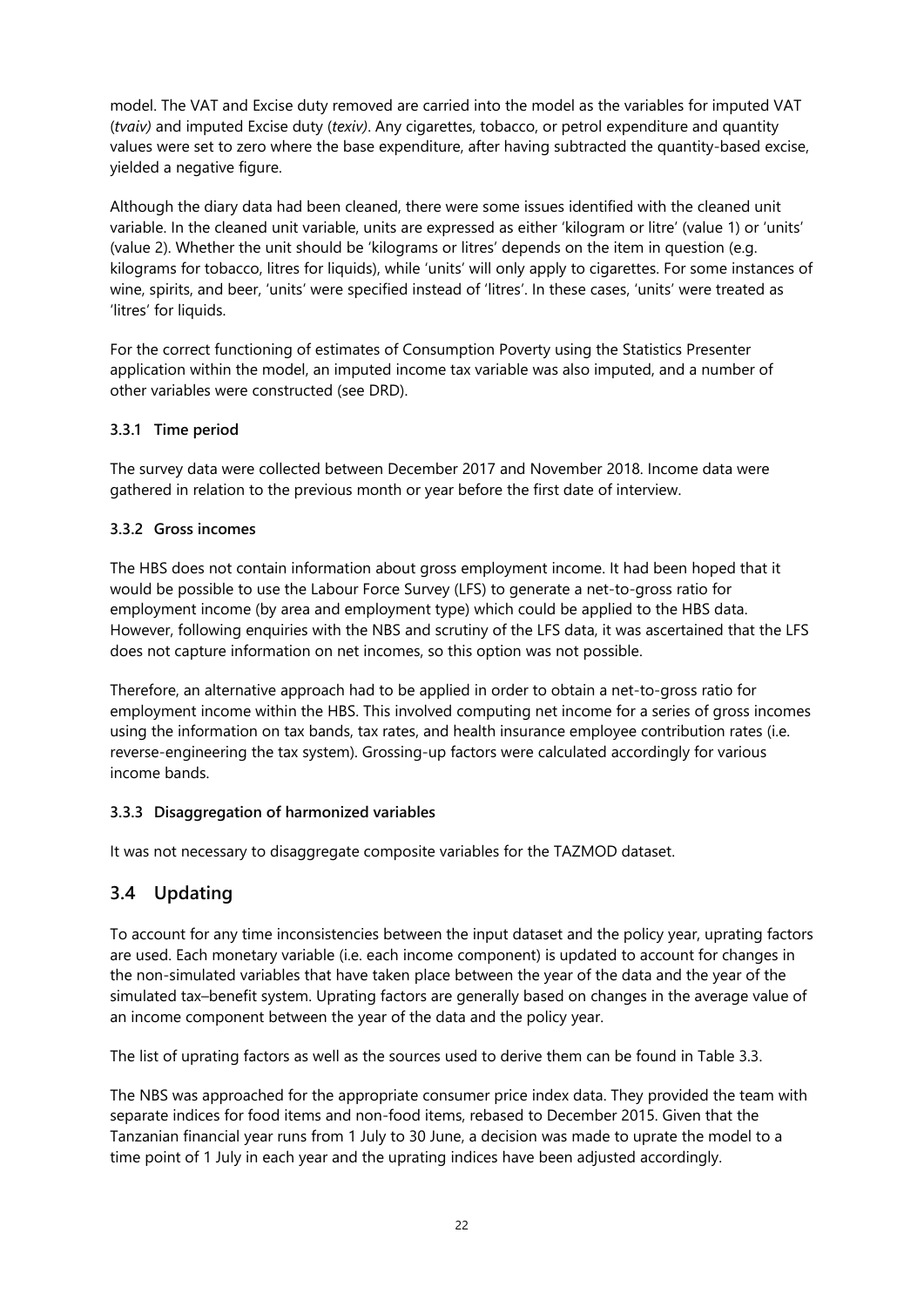model. The VAT and Excise duty removed are carried into the model as the variables for imputed VAT (*tvaiv)* and imputed Excise duty (*texiv)*. Any cigarettes, tobacco, or petrol expenditure and quantity values were set to zero where the base expenditure, after having subtracted the quantity-based excise, yielded a negative figure.

Although the diary data had been cleaned, there were some issues identified with the cleaned unit variable. In the cleaned unit variable, units are expressed as either 'kilogram or litre' (value 1) or 'units' (value 2). Whether the unit should be 'kilograms or litres' depends on the item in question (e.g. kilograms for tobacco, litres for liquids), while 'units' will only apply to cigarettes. For some instances of wine, spirits, and beer, 'units' were specified instead of 'litres'. In these cases, 'units' were treated as 'litres' for liquids.

For the correct functioning of estimates of Consumption Poverty using the Statistics Presenter application within the model, an imputed income tax variable was also imputed, and a number of other variables were constructed (see DRD).

#### 3.3.1 Time period

The survey data were collected between December 2017 and November 2018. Income data were gathered in relation to the previous month or year before the first date of interview.

#### 3.3.2 Gross incomes

The HBS does not contain information about gross employment income. It had been hoped that it would be possible to use the Labour Force Survey (LFS) to generate a net-to-gross ratio for employment income (by area and employment type) which could be applied to the HBS data. However, following enquiries with the NBS and scrutiny of the LFS data, it was ascertained that the LFS does not capture information on net incomes, so this option was not possible.

Therefore, an alternative approach had to be applied in order to obtain a net-to-gross ratio for employment income within the HBS. This involved computing net income for a series of gross incomes using the information on tax bands, tax rates, and health insurance employee contribution rates (i.e. reverse-engineering the tax system). Grossing-up factors were calculated accordingly for various income bands.

#### 3.3.3 Disaggregation of harmonized variables

It was not necessary to disaggregate composite variables for the TAZMOD dataset.

## 3.4 Updating

To account for any time inconsistencies between the input dataset and the policy year, uprating factors are used. Each monetary variable (i.e. each income component) is updated to account for changes in the non-simulated variables that have taken place between the year of the data and the year of the simulated tax–benefit system. Uprating factors are generally based on changes in the average value of an income component between the year of the data and the policy year.

The list of uprating factors as well as the sources used to derive them can be found in Table 3.3.

The NBS was approached for the appropriate consumer price index data. They provided the team with separate indices for food items and non-food items, rebased to December 2015. Given that the Tanzanian financial year runs from 1 July to 30 June, a decision was made to uprate the model to a time point of 1 July in each year and the uprating indices have been adjusted accordingly.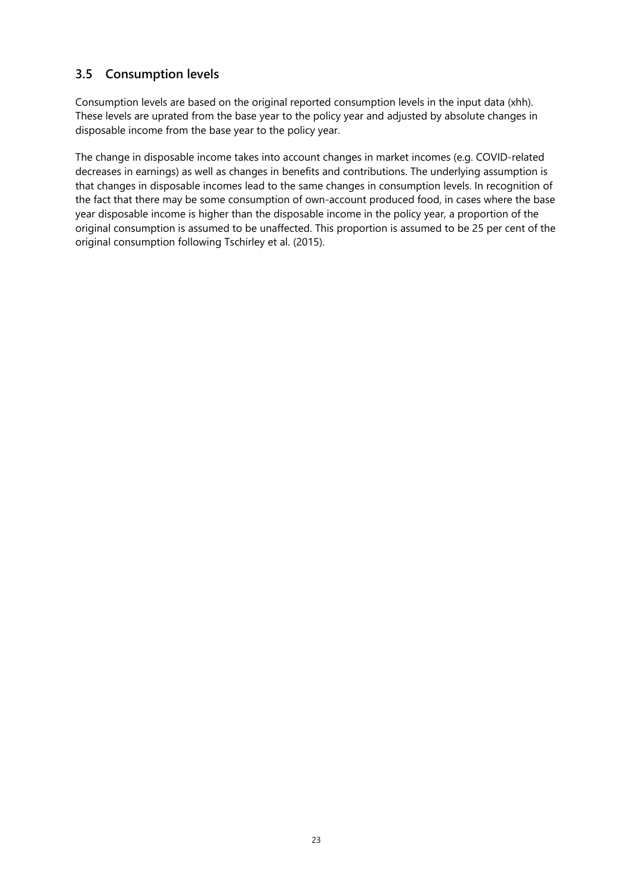## 3.5 Consumption levels

Consumption levels are based on the original reported consumption levels in the input data (xhh). These levels are uprated from the base year to the policy year and adjusted by absolute changes in disposable income from the base year to the policy year.

The change in disposable income takes into account changes in market incomes (e.g. COVID-related decreases in earnings) as well as changes in benefits and contributions. The underlying assumption is that changes in disposable incomes lead to the same changes in consumption levels. In recognition of the fact that there may be some consumption of own-account produced food, in cases where the base year disposable income is higher than the disposable income in the policy year, a proportion of the original consumption is assumed to be unaffected. This proportion is assumed to be 25 per cent of the original consumption following Tschirley et al. (2015).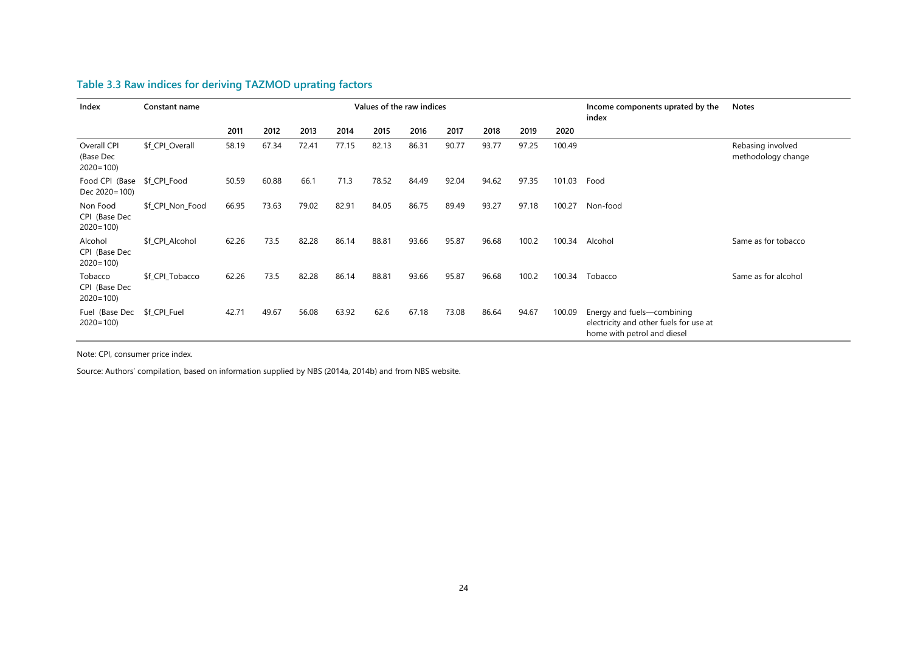### Table 3.3 Raw indices for deriving TAZMOD uprating factors

| Index | Constant name | Values of the raw indices | | | | | | | | | | Income components uprated by the index | Notes |
|---|---|---|---|---|---|---|---|---|---|---|---|---|---|
| | | 2011 | 2012 | 2013 | 2014 | 2015 | 2016 | 2017 | 2018 | 2019 | 2020 | | |
| Overall CPI (Base Dec 2020=100) | $f_CPI_Overall | 58.19 | 67.34 | 72.41 | 77.15 | 82.13 | 86.31 | 90.77 | 93.77 | 97.25 | 100.49 | | Rebasing involved methodology change |
| Food CPI (Base Dec 2020=100) | $f_CPI_Food | 50.59 | 60.88 | 66.1 | 71.3 | 78.52 | 84.49 | 92.04 | 94.62 | 97.35 | 101.03 | Food | |
| Non Food CPI (Base Dec 2020=100) | $f_CPI_Non_Food | 66.95 | 73.63 | 79.02 | 82.91 | 84.05 | 86.75 | 89.49 | 93.27 | 97.18 | 100.27 | Non-food | |
| Alcohol CPI (Base Dec 2020=100) | $f_CPI_Alcohol | 62.26 | 73.5 | 82.28 | 86.14 | 88.81 | 93.66 | 95.87 | 96.68 | 100.2 | 100.34 | Alcohol | Same as for tobacco |
| Tobacco CPI (Base Dec 2020=100) | $f_CPI_Tobacco | 62.26 | 73.5 | 82.28 | 86.14 | 88.81 | 93.66 | 95.87 | 96.68 | 100.2 | 100.34 | Tobacco | Same as for alcohol |
| Fuel (Base Dec 2020=100) | $f_CPI_Fuel | 42.71 | 49.67 | 56.08 | 63.92 | 62.6 | 67.18 | 73.08 | 86.64 | 94.67 | 100.09 | Energy and fuels—combining electricity and other fuels for use at home with petrol and diesel | |

Note: CPI, consumer price index.

Source: Authors' compilation, based on information supplied by NBS (2014a, 2014b) and from NBS website.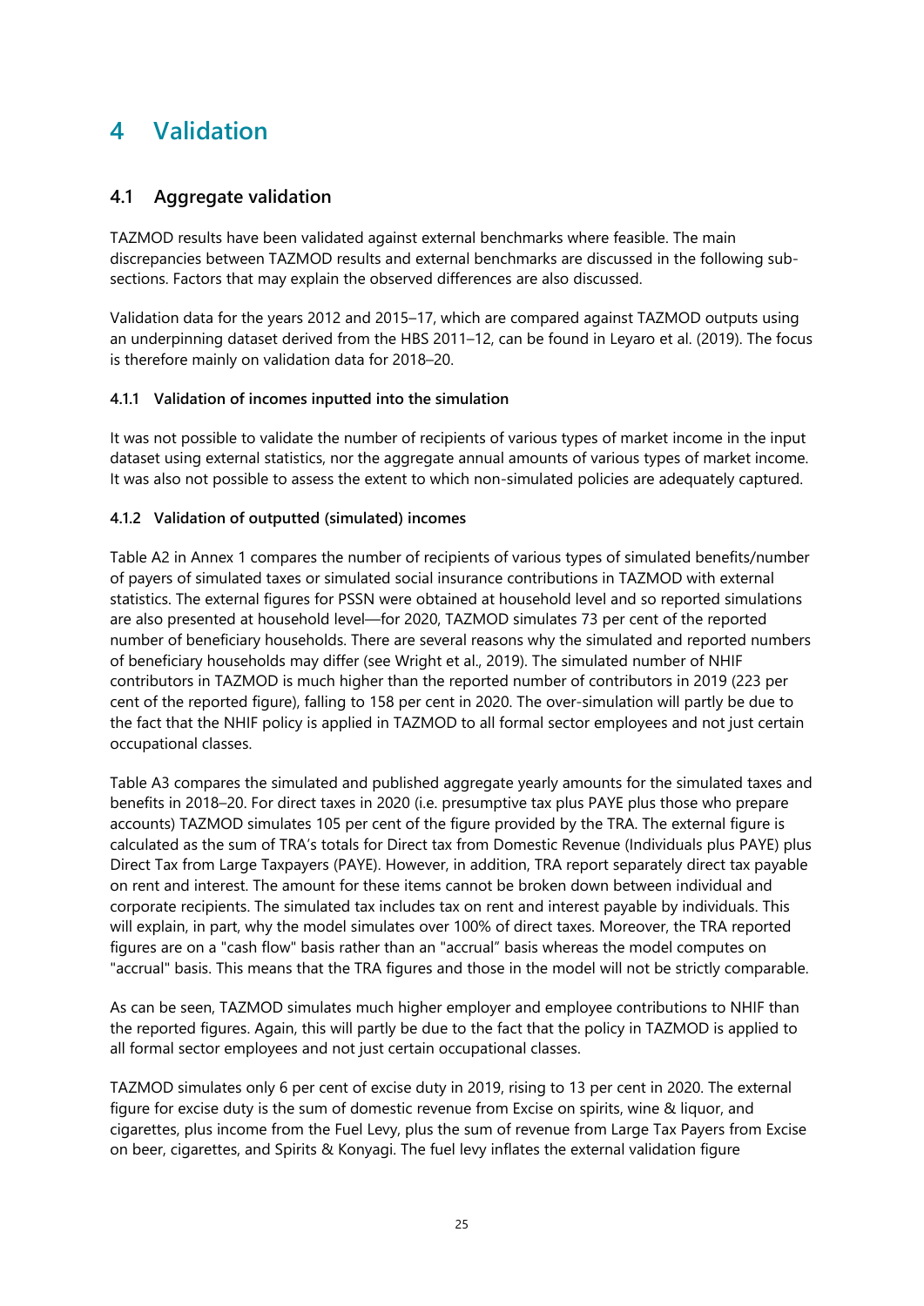# 4 Validation

## 4.1 Aggregate validation

TAZMOD results have been validated against external benchmarks where feasible. The main discrepancies between TAZMOD results and external benchmarks are discussed in the following sub-sections. Factors that may explain the observed differences are also discussed.

Validation data for the years 2012 and 2015–17, which are compared against TAZMOD outputs using an underpinning dataset derived from the HBS 2011–12, can be found in Leyaro et al. (2019). The focus is therefore mainly on validation data for 2018–20.

### 4.1.1 Validation of incomes inputted into the simulation

It was not possible to validate the number of recipients of various types of market income in the input dataset using external statistics, nor the aggregate annual amounts of various types of market income. It was also not possible to assess the extent to which non-simulated policies are adequately captured.

### 4.1.2 Validation of outputted (simulated) incomes

Table A2 in Annex 1 compares the number of recipients of various types of simulated benefits/number of payers of simulated taxes or simulated social insurance contributions in TAZMOD with external statistics. The external figures for PSSN were obtained at household level and so reported simulations are also presented at household level—for 2020, TAZMOD simulates 73 per cent of the reported number of beneficiary households. There are several reasons why the simulated and reported numbers of beneficiary households may differ (see Wright et al., 2019). The simulated number of NHIF contributors in TAZMOD is much higher than the reported number of contributors in 2019 (223 per cent of the reported figure), falling to 158 per cent in 2020. The over-simulation will partly be due to the fact that the NHIF policy is applied in TAZMOD to all formal sector employees and not just certain occupational classes.

Table A3 compares the simulated and published aggregate yearly amounts for the simulated taxes and benefits in 2018–20. For direct taxes in 2020 (i.e. presumptive tax plus PAYE plus those who prepare accounts) TAZMOD simulates 105 per cent of the figure provided by the TRA. The external figure is calculated as the sum of TRA's totals for Direct tax from Domestic Revenue (Individuals plus PAYE) plus Direct Tax from Large Taxpayers (PAYE). However, in addition, TRA report separately direct tax payable on rent and interest. The amount for these items cannot be broken down between individual and corporate recipients. The simulated tax includes tax on rent and interest payable by individuals. This will explain, in part, why the model simulates over 100% of direct taxes. Moreover, the TRA reported figures are on a "cash flow" basis rather than an "accrual" basis whereas the model computes on "accrual" basis. This means that the TRA figures and those in the model will not be strictly comparable.

As can be seen, TAZMOD simulates much higher employer and employee contributions to NHIF than the reported figures. Again, this will partly be due to the fact that the policy in TAZMOD is applied to all formal sector employees and not just certain occupational classes.

TAZMOD simulates only 6 per cent of excise duty in 2019, rising to 13 per cent in 2020. The external figure for excise duty is the sum of domestic revenue from Excise on spirits, wine & liquor, and cigarettes, plus income from the Fuel Levy, plus the sum of revenue from Large Tax Payers from Excise on beer, cigarettes, and Spirits & Konyagi. The fuel levy inflates the external validation figure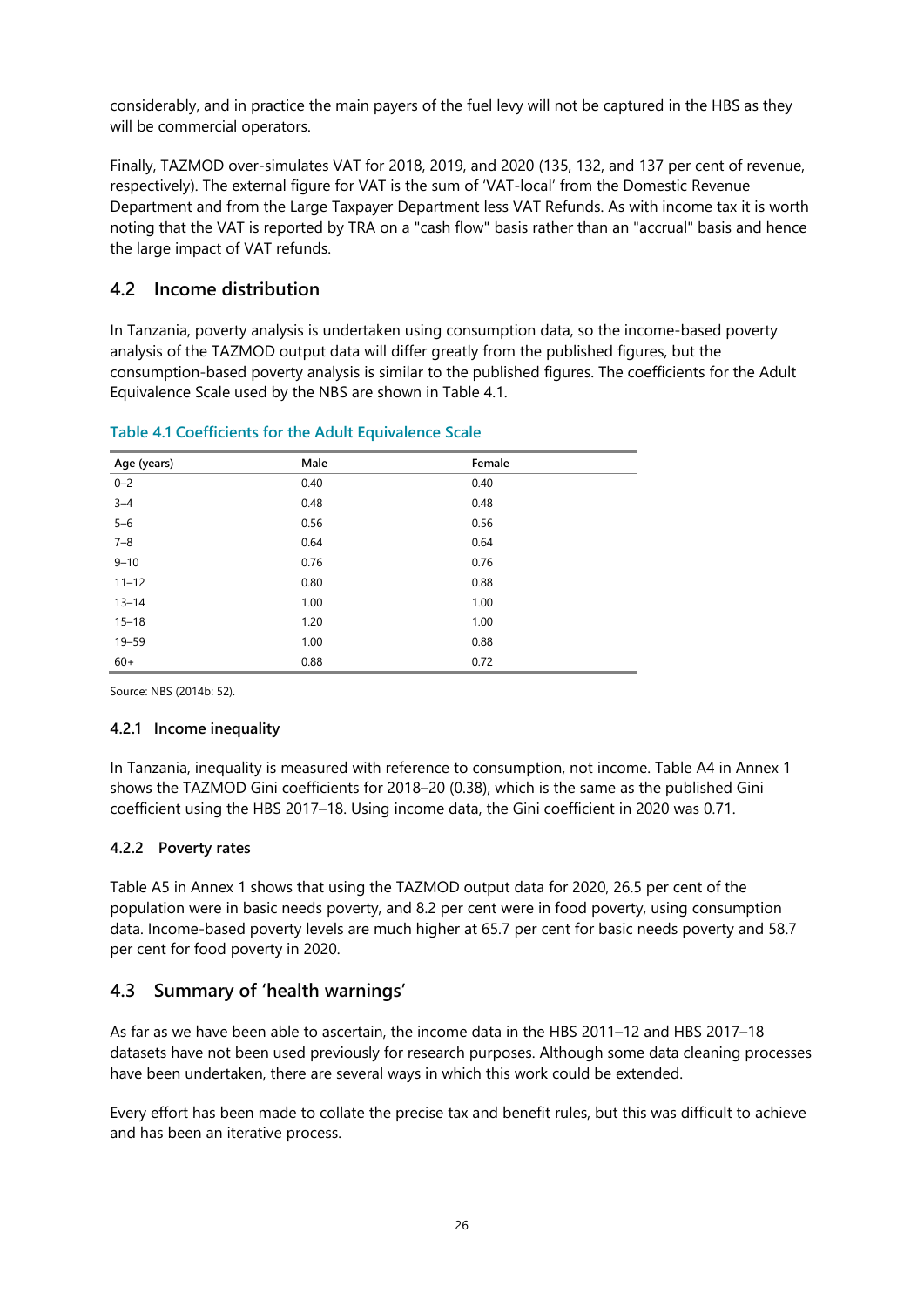considerably, and in practice the main payers of the fuel levy will not be captured in the HBS as they will be commercial operators.

Finally, TAZMOD over-simulates VAT for 2018, 2019, and 2020 (135, 132, and 137 per cent of revenue, respectively). The external figure for VAT is the sum of 'VAT-local' from the Domestic Revenue Department and from the Large Taxpayer Department less VAT Refunds. As with income tax it is worth noting that the VAT is reported by TRA on a "cash flow" basis rather than an "accrual" basis and hence the large impact of VAT refunds.

## 4.2 Income distribution

In Tanzania, poverty analysis is undertaken using consumption data, so the income-based poverty analysis of the TAZMOD output data will differ greatly from the published figures, but the consumption-based poverty analysis is similar to the published figures. The coefficients for the Adult Equivalence Scale used by the NBS are shown in Table 4.1.

**Table 4.1 Coefficients for the Adult Equivalence Scale**

| Age (years) | Male | Female |
|---|---|---|
| 0–2 | 0.40 | 0.40 |
| 3–4 | 0.48 | 0.48 |
| 5–6 | 0.56 | 0.56 |
| 7–8 | 0.64 | 0.64 |
| 9–10 | 0.76 | 0.76 |
| 11–12 | 0.80 | 0.88 |
| 13–14 | 1.00 | 1.00 |
| 15–18 | 1.20 | 1.00 |
| 19–59 | 1.00 | 0.88 |
| 60+ | 0.88 | 0.72 |

Source: NBS (2014b: 52).

### 4.2.1 Income inequality

In Tanzania, inequality is measured with reference to consumption, not income. Table A4 in Annex 1 shows the TAZMOD Gini coefficients for 2018–20 (0.38), which is the same as the published Gini coefficient using the HBS 2017–18. Using income data, the Gini coefficient in 2020 was 0.71.

### 4.2.2 Poverty rates

Table A5 in Annex 1 shows that using the TAZMOD output data for 2020, 26.5 per cent of the population were in basic needs poverty, and 8.2 per cent were in food poverty, using consumption data. Income-based poverty levels are much higher at 65.7 per cent for basic needs poverty and 58.7 per cent for food poverty in 2020.

## 4.3 Summary of 'health warnings'

As far as we have been able to ascertain, the income data in the HBS 2011–12 and HBS 2017–18 datasets have not been used previously for research purposes. Although some data cleaning processes have been undertaken, there are several ways in which this work could be extended.

Every effort has been made to collate the precise tax and benefit rules, but this was difficult to achieve and has been an iterative process.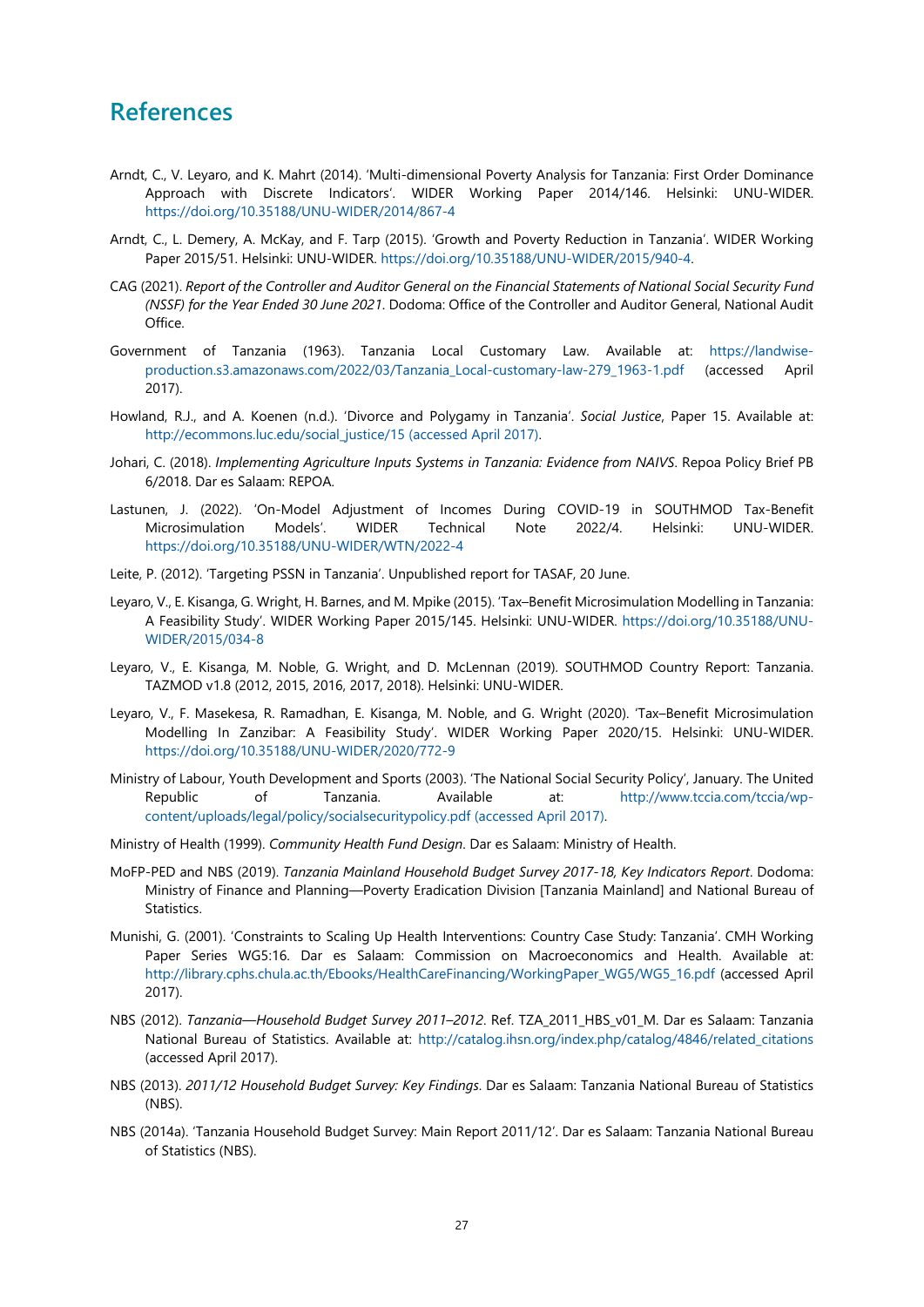# References

Arndt, C., V. Leyaro, and K. Mahrt (2014). 'Multi-dimensional Poverty Analysis for Tanzania: First Order Dominance Approach with Discrete Indicators'. WIDER Working Paper 2014/146. Helsinki: UNU-WIDER. https://doi.org/10.35188/UNU-WIDER/2014/867-4

Arndt, C., L. Demery, A. McKay, and F. Tarp (2015). 'Growth and Poverty Reduction in Tanzania'. WIDER Working Paper 2015/51. Helsinki: UNU-WIDER. https://doi.org/10.35188/UNU-WIDER/2015/940-4.

CAG (2021). *Report of the Controller and Auditor General on the Financial Statements of National Social Security Fund (NSSF) for the Year Ended 30 June 2021*. Dodoma: Office of the Controller and Auditor General, National Audit Office.

Government of Tanzania (1963). Tanzania Local Customary Law. Available at: https://landwise-production.s3.amazonaws.com/2022/03/Tanzania_Local-customary-law-279_1963-1.pdf (accessed April 2017).

Howland, R.J., and A. Koenen (n.d.). 'Divorce and Polygamy in Tanzania'. *Social Justice*, Paper 15. Available at: http://ecommons.luc.edu/social_justice/15 (accessed April 2017).

Johari, C. (2018). *Implementing Agriculture Inputs Systems in Tanzania: Evidence from NAIVS*. Repoa Policy Brief PB 6/2018. Dar es Salaam: REPOA.

Lastunen, J. (2022). 'On-Model Adjustment of Incomes During COVID-19 in SOUTHMOD Tax-Benefit Microsimulation Models'. WIDER Technical Note 2022/4. Helsinki: UNU-WIDER. https://doi.org/10.35188/UNU-WIDER/WTN/2022-4

Leite, P. (2012). 'Targeting PSSN in Tanzania'. Unpublished report for TASAF, 20 June.

Leyaro, V., E. Kisanga, G. Wright, H. Barnes, and M. Mpike (2015). 'Tax–Benefit Microsimulation Modelling in Tanzania: A Feasibility Study'. WIDER Working Paper 2015/145. Helsinki: UNU-WIDER. https://doi.org/10.35188/UNU-WIDER/2015/034-8

Leyaro, V., E. Kisanga, M. Noble, G. Wright, and D. McLennan (2019). SOUTHMOD Country Report: Tanzania. TAZMOD v1.8 (2012, 2015, 2016, 2017, 2018). Helsinki: UNU-WIDER.

Leyaro, V., F. Masekesa, R. Ramadhan, E. Kisanga, M. Noble, and G. Wright (2020). 'Tax–Benefit Microsimulation Modelling In Zanzibar: A Feasibility Study'. WIDER Working Paper 2020/15. Helsinki: UNU-WIDER. https://doi.org/10.35188/UNU-WIDER/2020/772-9

Ministry of Labour, Youth Development and Sports (2003). 'The National Social Security Policy', January. The United Republic of Tanzania. Available at: http://www.tccia.com/tccia/wp-content/uploads/legal/policy/socialsecuritypolicy.pdf (accessed April 2017).

Ministry of Health (1999). *Community Health Fund Design*. Dar es Salaam: Ministry of Health.

MoFP-PED and NBS (2019). *Tanzania Mainland Household Budget Survey 2017-18, Key Indicators Report*. Dodoma: Ministry of Finance and Planning—Poverty Eradication Division [Tanzania Mainland] and National Bureau of Statistics.

Munishi, G. (2001). 'Constraints to Scaling Up Health Interventions: Country Case Study: Tanzania'. CMH Working Paper Series WG5:16. Dar es Salaam: Commission on Macroeconomics and Health. Available at: http://library.cphs.chula.ac.th/Ebooks/HealthCareFinancing/WorkingPaper_WG5/WG5_16.pdf (accessed April 2017).

NBS (2012). *Tanzania—Household Budget Survey 2011–2012*. Ref. TZA_2011_HBS_v01_M. Dar es Salaam: Tanzania National Bureau of Statistics. Available at: http://catalog.ihsn.org/index.php/catalog/4846/related_citations (accessed April 2017).

NBS (2013). *2011/12 Household Budget Survey: Key Findings*. Dar es Salaam: Tanzania National Bureau of Statistics (NBS).

NBS (2014a). 'Tanzania Household Budget Survey: Main Report 2011/12'. Dar es Salaam: Tanzania National Bureau of Statistics (NBS).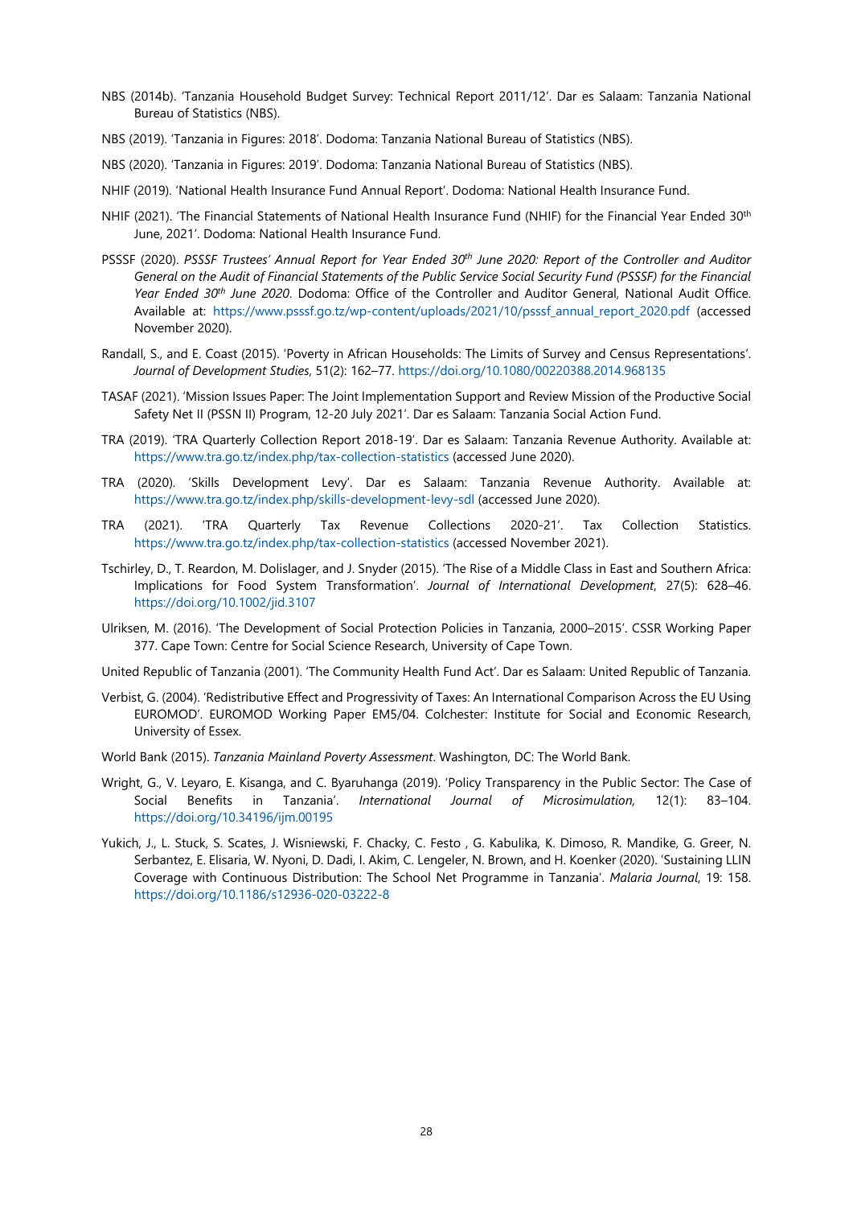NBS (2014b). 'Tanzania Household Budget Survey: Technical Report 2011/12'. Dar es Salaam: Tanzania National Bureau of Statistics (NBS).

NBS (2019). 'Tanzania in Figures: 2018'. Dodoma: Tanzania National Bureau of Statistics (NBS).

NBS (2020). 'Tanzania in Figures: 2019'. Dodoma: Tanzania National Bureau of Statistics (NBS).

NHIF (2019). 'National Health Insurance Fund Annual Report'. Dodoma: National Health Insurance Fund.

NHIF (2021). 'The Financial Statements of National Health Insurance Fund (NHIF) for the Financial Year Ended 30th June, 2021'. Dodoma: National Health Insurance Fund.

PSSSF (2020). *PSSSF Trustees' Annual Report for Year Ended 30th June 2020: Report of the Controller and Auditor General on the Audit of Financial Statements of the Public Service Social Security Fund (PSSSF) for the Financial Year Ended 30th June 2020*. Dodoma: Office of the Controller and Auditor General, National Audit Office. Available at: https://www.psssf.go.tz/wp-content/uploads/2021/10/psssf_annual_report_2020.pdf (accessed November 2020).

Randall, S., and E. Coast (2015). 'Poverty in African Households: The Limits of Survey and Census Representations'. *Journal of Development Studies*, 51(2): 162–77. https://doi.org/10.1080/00220388.2014.968135

TASAF (2021). 'Mission Issues Paper: The Joint Implementation Support and Review Mission of the Productive Social Safety Net II (PSSN II) Program, 12-20 July 2021'. Dar es Salaam: Tanzania Social Action Fund.

TRA (2019). 'TRA Quarterly Collection Report 2018-19'. Dar es Salaam: Tanzania Revenue Authority. Available at: https://www.tra.go.tz/index.php/tax-collection-statistics (accessed June 2020).

TRA (2020). 'Skills Development Levy'. Dar es Salaam: Tanzania Revenue Authority. Available at: https://www.tra.go.tz/index.php/skills-development-levy-sdl (accessed June 2020).

TRA (2021). 'TRA Quarterly Tax Revenue Collections 2020-21'. Tax Collection Statistics. https://www.tra.go.tz/index.php/tax-collection-statistics (accessed November 2021).

Tschirley, D., T. Reardon, M. Dolislager, and J. Snyder (2015). 'The Rise of a Middle Class in East and Southern Africa: Implications for Food System Transformation'. *Journal of International Development*, 27(5): 628–46. https://doi.org/10.1002/jid.3107

Ulriksen, M. (2016). 'The Development of Social Protection Policies in Tanzania, 2000–2015'. CSSR Working Paper 377. Cape Town: Centre for Social Science Research, University of Cape Town.

United Republic of Tanzania (2001). 'The Community Health Fund Act'. Dar es Salaam: United Republic of Tanzania.

Verbist, G. (2004). 'Redistributive Effect and Progressivity of Taxes: An International Comparison Across the EU Using EUROMOD'. EUROMOD Working Paper EM5/04. Colchester: Institute for Social and Economic Research, University of Essex.

World Bank (2015). *Tanzania Mainland Poverty Assessment*. Washington, DC: The World Bank.

Wright, G., V. Leyaro, E. Kisanga, and C. Byaruhanga (2019). 'Policy Transparency in the Public Sector: The Case of Social Benefits in Tanzania'. *International Journal of Microsimulation,* 12(1): 83–104. https://doi.org/10.34196/ijm.00195

Yukich, J., L. Stuck, S. Scates, J. Wisniewski, F. Chacky, C. Festo , G. Kabulika, K. Dimoso, R. Mandike, G. Greer, N. Serbantez, E. Elisaria, W. Nyoni, D. Dadi, I. Akim, C. Lengeler, N. Brown, and H. Koenker (2020). 'Sustaining LLIN Coverage with Continuous Distribution: The School Net Programme in Tanzania'. *Malaria Journal*, 19: 158. https://doi.org/10.1186/s12936-020-03222-8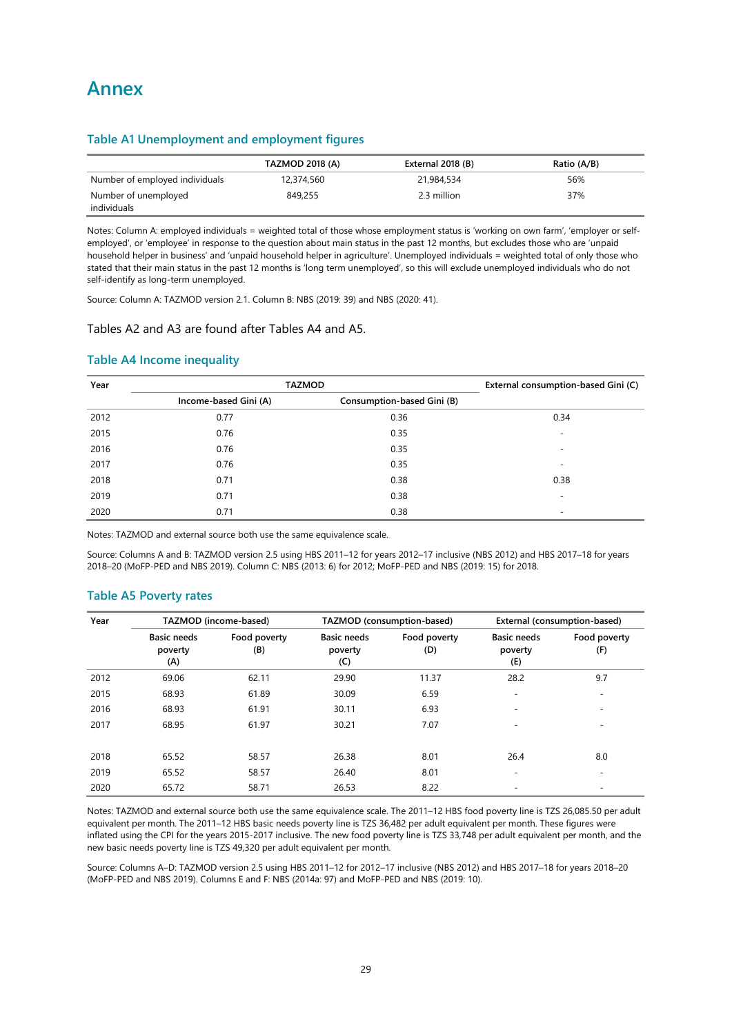# Annex

### Table A1 Unemployment and employment figures

| | TAZMOD 2018 (A) | External 2018 (B) | Ratio (A/B) |
|---|---|---|---|
| Number of employed individuals | 12,374,560 | 21,984,534 | 56% |
| Number of unemployed individuals | 849,255 | 2.3 million | 37% |

Notes: Column A: employed individuals = weighted total of those whose employment status is 'working on own farm', 'employer or self-employed', or 'employee' in response to the question about main status in the past 12 months, but excludes those who are 'unpaid household helper in business' and 'unpaid household helper in agriculture'. Unemployed individuals = weighted total of only those who stated that their main status in the past 12 months is 'long term unemployed', so this will exclude unemployed individuals who do not self-identify as long-term unemployed.

Source: Column A: TAZMOD version 2.1. Column B: NBS (2019: 39) and NBS (2020: 41).

Tables A2 and A3 are found after Tables A4 and A5.

### Table A4 Income inequality

| Year | TAZMOD | | External consumption-based Gini (C) |
|---|---|---|---|
| | Income-based Gini (A) | Consumption-based Gini (B) | |
| 2012 | 0.77 | 0.36 | 0.34 |
| 2015 | 0.76 | 0.35 | - |
| 2016 | 0.76 | 0.35 | - |
| 2017 | 0.76 | 0.35 | - |
| 2018 | 0.71 | 0.38 | 0.38 |
| 2019 | 0.71 | 0.38 | - |
| 2020 | 0.71 | 0.38 | - |

Notes: TAZMOD and external source both use the same equivalence scale.

Source: Columns A and B: TAZMOD version 2.5 using HBS 2011–12 for years 2012–17 inclusive (NBS 2012) and HBS 2017–18 for years 2018–20 (MoFP-PED and NBS 2019). Column C: NBS (2013: 6) for 2012; MoFP-PED and NBS (2019: 15) for 2018.

### Table A5 Poverty rates

| Year | TAZMOD (income-based) | | TAZMOD (consumption-based) | | External (consumption-based) | |
|---|---|---|---|---|---|---|
| | Basic needs poverty (A) | Food poverty (B) | Basic needs poverty (C) | Food poverty (D) | Basic needs poverty (E) | Food poverty (F) |
| 2012 | 69.06 | 62.11 | 29.90 | 11.37 | 28.2 | 9.7 |
| 2015 | 68.93 | 61.89 | 30.09 | 6.59 | - | - |
| 2016 | 68.93 | 61.91 | 30.11 | 6.93 | - | - |
| 2017 | 68.95 | 61.97 | 30.21 | 7.07 | - | - |
| 2018 | 65.52 | 58.57 | 26.38 | 8.01 | 26.4 | 8.0 |
| 2019 | 65.52 | 58.57 | 26.40 | 8.01 | - | - |
| 2020 | 65.72 | 58.71 | 26.53 | 8.22 | - | - |

Notes: TAZMOD and external source both use the same equivalence scale. The 2011–12 HBS food poverty line is TZS 26,085.50 per adult equivalent per month. The 2011–12 HBS basic needs poverty line is TZS 36,482 per adult equivalent per month. These figures were inflated using the CPI for the years 2015-2017 inclusive. The new food poverty line is TZS 33,748 per adult equivalent per month, and the new basic needs poverty line is TZS 49,320 per adult equivalent per month.

Source: Columns A–D: TAZMOD version 2.5 using HBS 2011–12 for 2012–17 inclusive (NBS 2012) and HBS 2017–18 for years 2018–20 (MoFP-PED and NBS 2019). Columns E and F: NBS (2014a: 97) and MoFP-PED and NBS (2019: 10).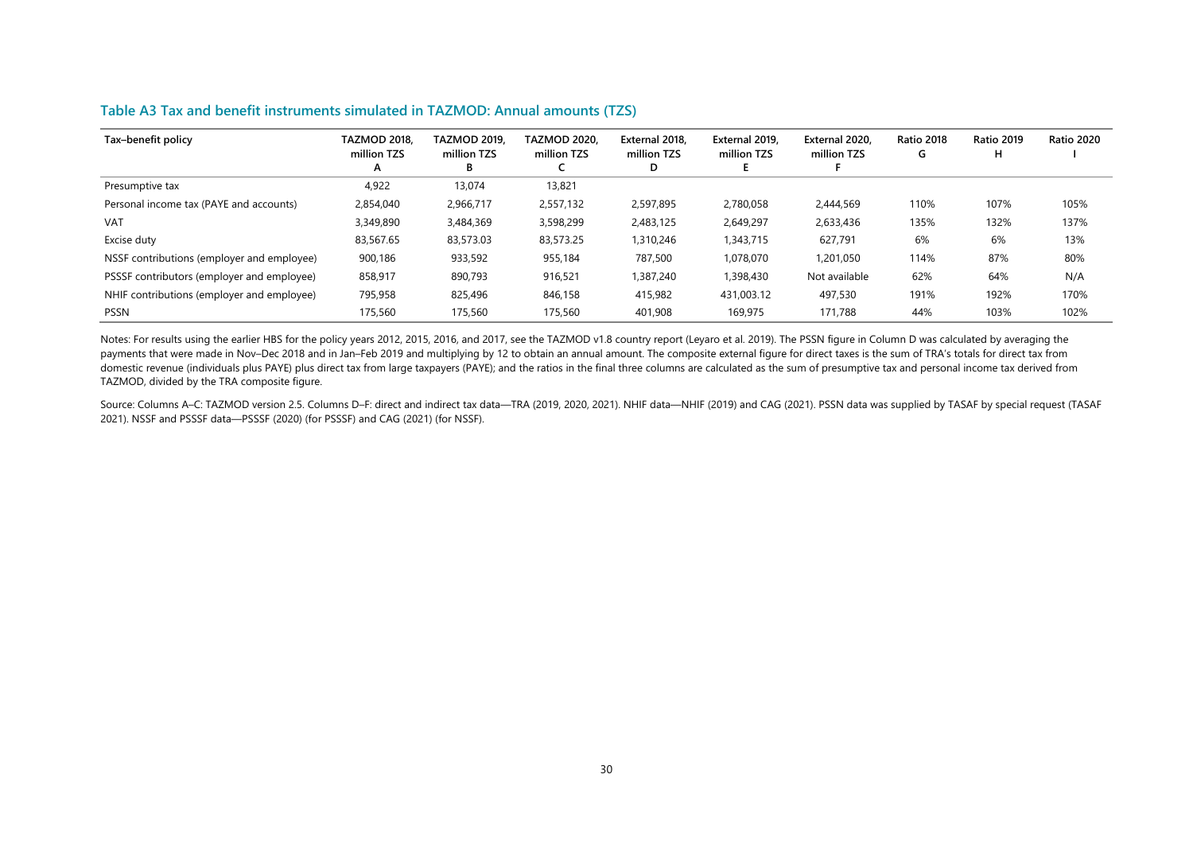### Table A3 Tax and benefit instruments simulated in TAZMOD: Annual amounts (TZS)

| Tax–benefit policy | TAZMOD 2018, million TZS A | TAZMOD 2019, million TZS B | TAZMOD 2020, million TZS C | External 2018, million TZS D | External 2019, million TZS E | External 2020, million TZS F | Ratio 2018 G | Ratio 2019 H | Ratio 2020 I |
|---|---|---|---|---|---|---|---|---|---|
| Presumptive tax | 4,922 | 13,074 | 13,821 | | | | | | |
| Personal income tax (PAYE and accounts) | 2,854,040 | 2,966,717 | 2,557,132 | 2,597,895 | 2,780,058 | 2,444,569 | 110% | 107% | 105% |
| VAT | 3,349,890 | 3,484,369 | 3,598,299 | 2,483,125 | 2,649,297 | 2,633,436 | 135% | 132% | 137% |
| Excise duty | 83,567.65 | 83,573.03 | 83,573.25 | 1,310,246 | 1,343,715 | 627,791 | 6% | 6% | 13% |
| NSSF contributions (employer and employee) | 900,186 | 933,592 | 955,184 | 787,500 | 1,078,070 | 1,201,050 | 114% | 87% | 80% |
| PSSSF contributors (employer and employee) | 858,917 | 890,793 | 916,521 | 1,387,240 | 1,398,430 | Not available | 62% | 64% | N/A |
| NHIF contributions (employer and employee) | 795,958 | 825,496 | 846,158 | 415,982 | 431,003.12 | 497,530 | 191% | 192% | 170% |
| PSSN | 175,560 | 175,560 | 175,560 | 401,908 | 169,975 | 171,788 | 44% | 103% | 102% |

Notes: For results using the earlier HBS for the policy years 2012, 2015, 2016, and 2017, see the TAZMOD v1.8 country report (Leyaro et al. 2019). The PSSN figure in Column D was calculated by averaging the payments that were made in Nov–Dec 2018 and in Jan–Feb 2019 and multiplying by 12 to obtain an annual amount. The composite external figure for direct taxes is the sum of TRA's totals for direct tax from domestic revenue (individuals plus PAYE) plus direct tax from large taxpayers (PAYE); and the ratios in the final three columns are calculated as the sum of presumptive tax and personal income tax derived from TAZMOD, divided by the TRA composite figure.

Source: Columns A–C: TAZMOD version 2.5. Columns D–F: direct and indirect tax data—TRA (2019, 2020, 2021). NHIF data—NHIF (2019) and CAG (2021). PSSN data was supplied by TASAF by special request (TASAF 2021). NSSF and PSSSF data—PSSSF (2020) (for PSSSF) and CAG (2021) (for NSSF).